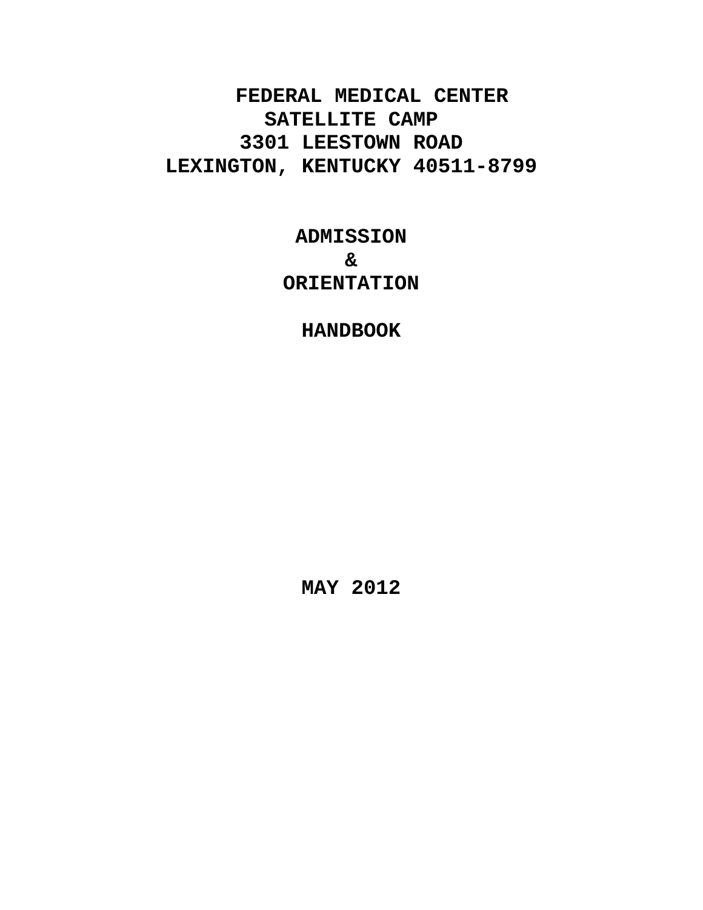# FEDERAL MEDICAL CENTER
## SATELLITE CAMP
## 3301 LEESTOWN ROAD
## LEXINGTON, KENTUCKY 40511-8799

# ADMISSION
# &
# ORIENTATION

# HANDBOOK

**MAY 2012**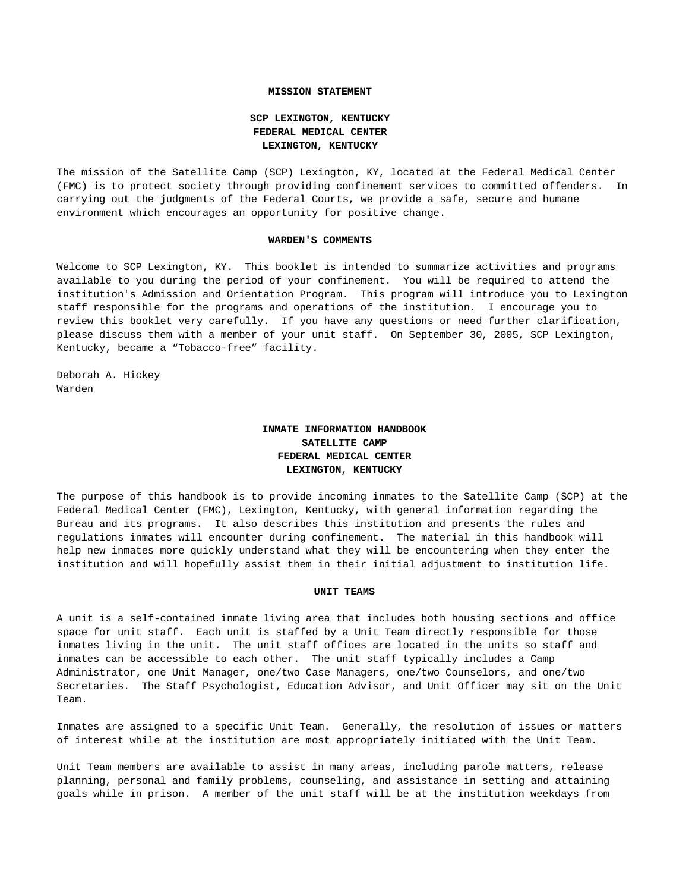## MISSION STATEMENT

### SCP LEXINGTON, KENTUCKY
### FEDERAL MEDICAL CENTER
### LEXINGTON, KENTUCKY

The mission of the Satellite Camp (SCP) Lexington, KY, located at the Federal Medical Center (FMC) is to protect society through providing confinement services to committed offenders. In carrying out the judgments of the Federal Courts, we provide a safe, secure and humane environment which encourages an opportunity for positive change.

## WARDEN'S COMMENTS

Welcome to SCP Lexington, KY. This booklet is intended to summarize activities and programs available to you during the period of your confinement. You will be required to attend the institution's Admission and Orientation Program. This program will introduce you to Lexington staff responsible for the programs and operations of the institution. I encourage you to review this booklet very carefully. If you have any questions or need further clarification, please discuss them with a member of your unit staff. On September 30, 2005, SCP Lexington, Kentucky, became a "Tobacco-free" facility.

Deborah A. Hickey
Warden

## INMATE INFORMATION HANDBOOK
### SATELLITE CAMP
### FEDERAL MEDICAL CENTER
### LEXINGTON, KENTUCKY

The purpose of this handbook is to provide incoming inmates to the Satellite Camp (SCP) at the Federal Medical Center (FMC), Lexington, Kentucky, with general information regarding the Bureau and its programs. It also describes this institution and presents the rules and regulations inmates will encounter during confinement. The material in this handbook will help new inmates more quickly understand what they will be encountering when they enter the institution and will hopefully assist them in their initial adjustment to institution life.

## UNIT TEAMS

A unit is a self-contained inmate living area that includes both housing sections and office space for unit staff. Each unit is staffed by a Unit Team directly responsible for those inmates living in the unit. The unit staff offices are located in the units so staff and inmates can be accessible to each other. The unit staff typically includes a Camp Administrator, one Unit Manager, one/two Case Managers, one/two Counselors, and one/two Secretaries. The Staff Psychologist, Education Advisor, and Unit Officer may sit on the Unit Team.

Inmates are assigned to a specific Unit Team. Generally, the resolution of issues or matters of interest while at the institution are most appropriately initiated with the Unit Team.

Unit Team members are available to assist in many areas, including parole matters, release planning, personal and family problems, counseling, and assistance in setting and attaining goals while in prison. A member of the unit staff will be at the institution weekdays from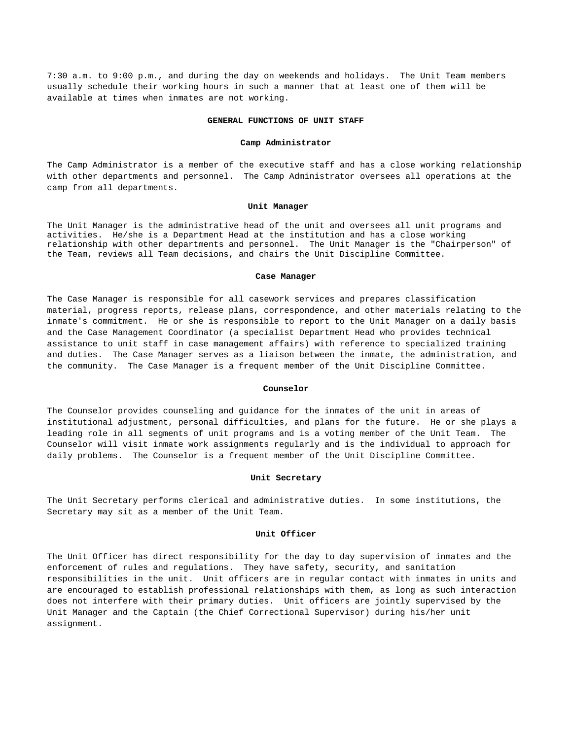7:30 a.m. to 9:00 p.m., and during the day on weekends and holidays. The Unit Team members usually schedule their working hours in such a manner that at least one of them will be available at times when inmates are not working.

## GENERAL FUNCTIONS OF UNIT STAFF

### Camp Administrator

The Camp Administrator is a member of the executive staff and has a close working relationship with other departments and personnel. The Camp Administrator oversees all operations at the camp from all departments.

### Unit Manager

The Unit Manager is the administrative head of the unit and oversees all unit programs and activities. He/she is a Department Head at the institution and has a close working relationship with other departments and personnel. The Unit Manager is the "Chairperson" of the Team, reviews all Team decisions, and chairs the Unit Discipline Committee.

### Case Manager

The Case Manager is responsible for all casework services and prepares classification material, progress reports, release plans, correspondence, and other materials relating to the inmate's commitment. He or she is responsible to report to the Unit Manager on a daily basis and the Case Management Coordinator (a specialist Department Head who provides technical assistance to unit staff in case management affairs) with reference to specialized training and duties. The Case Manager serves as a liaison between the inmate, the administration, and the community. The Case Manager is a frequent member of the Unit Discipline Committee.

### Counselor

The Counselor provides counseling and guidance for the inmates of the unit in areas of institutional adjustment, personal difficulties, and plans for the future. He or she plays a leading role in all segments of unit programs and is a voting member of the Unit Team. The Counselor will visit inmate work assignments regularly and is the individual to approach for daily problems. The Counselor is a frequent member of the Unit Discipline Committee.

### Unit Secretary

The Unit Secretary performs clerical and administrative duties. In some institutions, the Secretary may sit as a member of the Unit Team.

### Unit Officer

The Unit Officer has direct responsibility for the day to day supervision of inmates and the enforcement of rules and regulations. They have safety, security, and sanitation responsibilities in the unit. Unit officers are in regular contact with inmates in units and are encouraged to establish professional relationships with them, as long as such interaction does not interfere with their primary duties. Unit officers are jointly supervised by the Unit Manager and the Captain (the Chief Correctional Supervisor) during his/her unit assignment.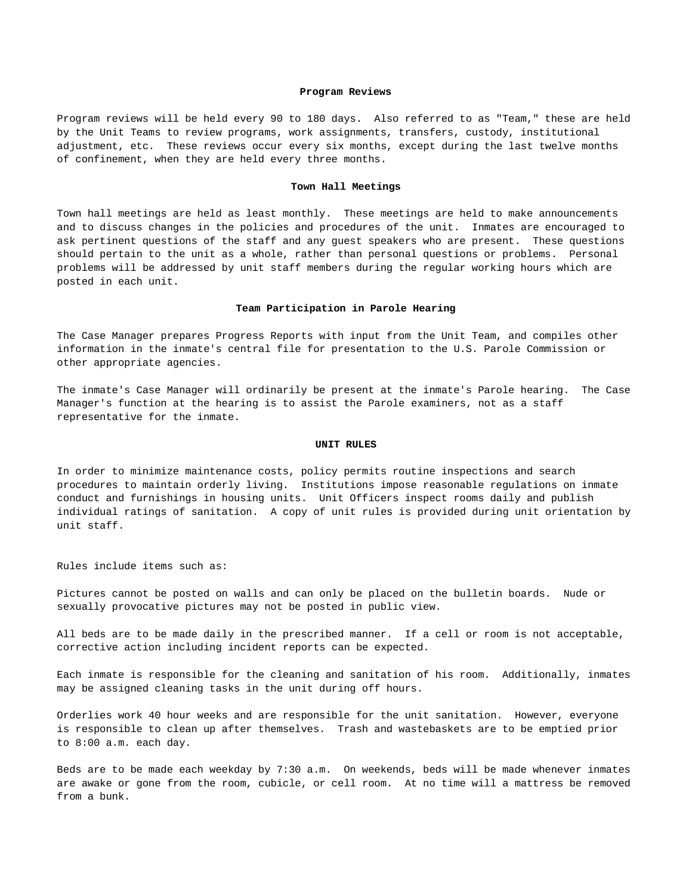### Program Reviews

Program reviews will be held every 90 to 180 days. Also referred to as "Team," these are held by the Unit Teams to review programs, work assignments, transfers, custody, institutional adjustment, etc. These reviews occur every six months, except during the last twelve months of confinement, when they are held every three months.

### Town Hall Meetings

Town hall meetings are held as least monthly. These meetings are held to make announcements and to discuss changes in the policies and procedures of the unit. Inmates are encouraged to ask pertinent questions of the staff and any guest speakers who are present. These questions should pertain to the unit as a whole, rather than personal questions or problems. Personal problems will be addressed by unit staff members during the regular working hours which are posted in each unit.

### Team Participation in Parole Hearing

The Case Manager prepares Progress Reports with input from the Unit Team, and compiles other information in the inmate's central file for presentation to the U.S. Parole Commission or other appropriate agencies.

The inmate's Case Manager will ordinarily be present at the inmate's Parole hearing. The Case Manager's function at the hearing is to assist the Parole examiners, not as a staff representative for the inmate.

## UNIT RULES

In order to minimize maintenance costs, policy permits routine inspections and search procedures to maintain orderly living. Institutions impose reasonable regulations on inmate conduct and furnishings in housing units. Unit Officers inspect rooms daily and publish individual ratings of sanitation. A copy of unit rules is provided during unit orientation by unit staff.

Rules include items such as:

Pictures cannot be posted on walls and can only be placed on the bulletin boards. Nude or sexually provocative pictures may not be posted in public view.

All beds are to be made daily in the prescribed manner. If a cell or room is not acceptable, corrective action including incident reports can be expected.

Each inmate is responsible for the cleaning and sanitation of his room. Additionally, inmates may be assigned cleaning tasks in the unit during off hours.

Orderlies work 40 hour weeks and are responsible for the unit sanitation. However, everyone is responsible to clean up after themselves. Trash and wastebaskets are to be emptied prior to 8:00 a.m. each day.

Beds are to be made each weekday by 7:30 a.m. On weekends, beds will be made whenever inmates are awake or gone from the room, cubicle, or cell room. At no time will a mattress be removed from a bunk.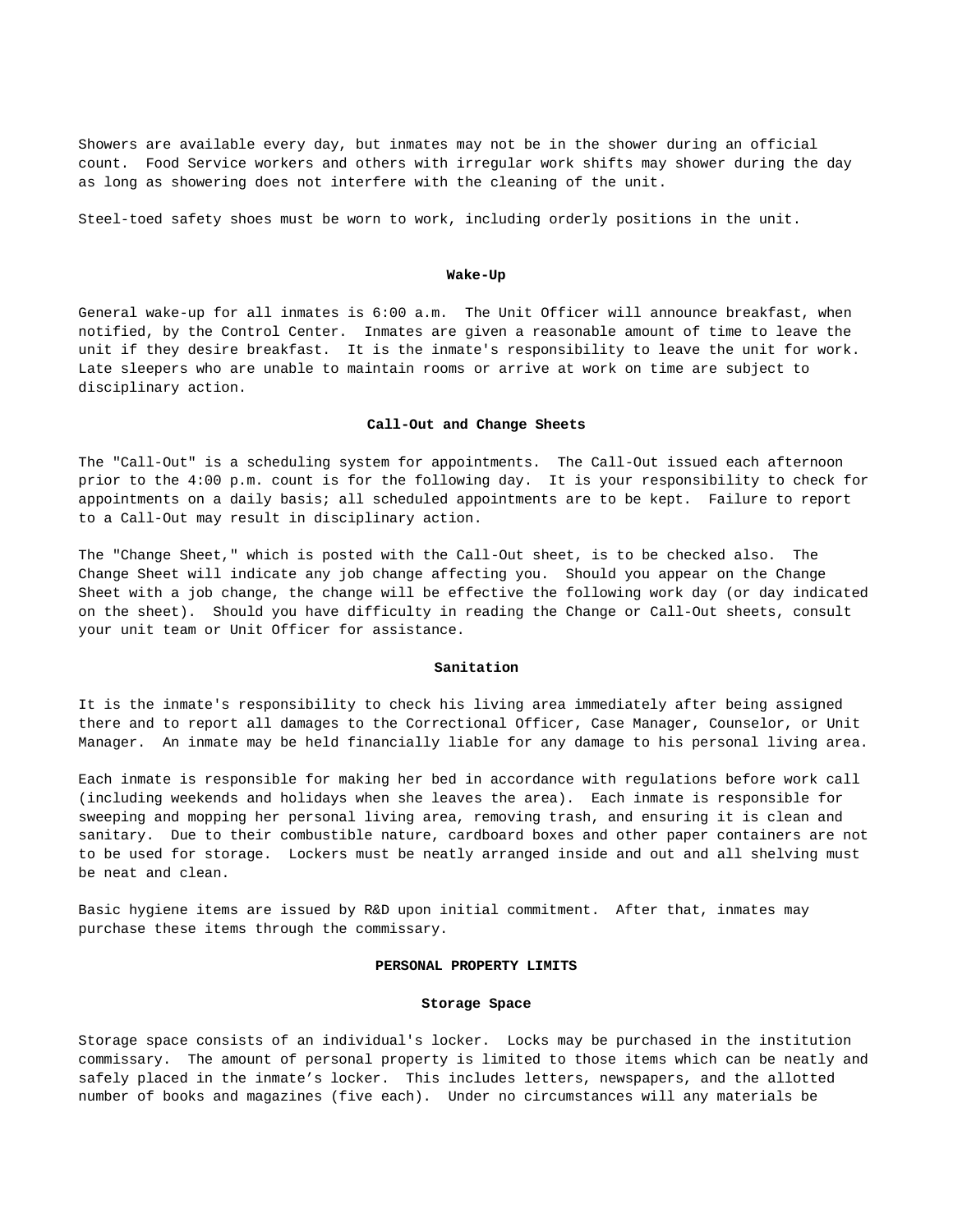Showers are available every day, but inmates may not be in the shower during an official count. Food Service workers and others with irregular work shifts may shower during the day as long as showering does not interfere with the cleaning of the unit.

Steel-toed safety shoes must be worn to work, including orderly positions in the unit.

### Wake-Up

General wake-up for all inmates is 6:00 a.m. The Unit Officer will announce breakfast, when notified, by the Control Center. Inmates are given a reasonable amount of time to leave the unit if they desire breakfast. It is the inmate's responsibility to leave the unit for work. Late sleepers who are unable to maintain rooms or arrive at work on time are subject to disciplinary action.

### Call-Out and Change Sheets

The "Call-Out" is a scheduling system for appointments. The Call-Out issued each afternoon prior to the 4:00 p.m. count is for the following day. It is your responsibility to check for appointments on a daily basis; all scheduled appointments are to be kept. Failure to report to a Call-Out may result in disciplinary action.

The "Change Sheet," which is posted with the Call-Out sheet, is to be checked also. The Change Sheet will indicate any job change affecting you. Should you appear on the Change Sheet with a job change, the change will be effective the following work day (or day indicated on the sheet). Should you have difficulty in reading the Change or Call-Out sheets, consult your unit team or Unit Officer for assistance.

### Sanitation

It is the inmate's responsibility to check his living area immediately after being assigned there and to report all damages to the Correctional Officer, Case Manager, Counselor, or Unit Manager. An inmate may be held financially liable for any damage to his personal living area.

Each inmate is responsible for making her bed in accordance with regulations before work call (including weekends and holidays when she leaves the area). Each inmate is responsible for sweeping and mopping her personal living area, removing trash, and ensuring it is clean and sanitary. Due to their combustible nature, cardboard boxes and other paper containers are not to be used for storage. Lockers must be neatly arranged inside and out and all shelving must be neat and clean.

Basic hygiene items are issued by R&D upon initial commitment. After that, inmates may purchase these items through the commissary.

## PERSONAL PROPERTY LIMITS

### Storage Space

Storage space consists of an individual's locker. Locks may be purchased in the institution commissary. The amount of personal property is limited to those items which can be neatly and safely placed in the inmate's locker. This includes letters, newspapers, and the allotted number of books and magazines (five each). Under no circumstances will any materials be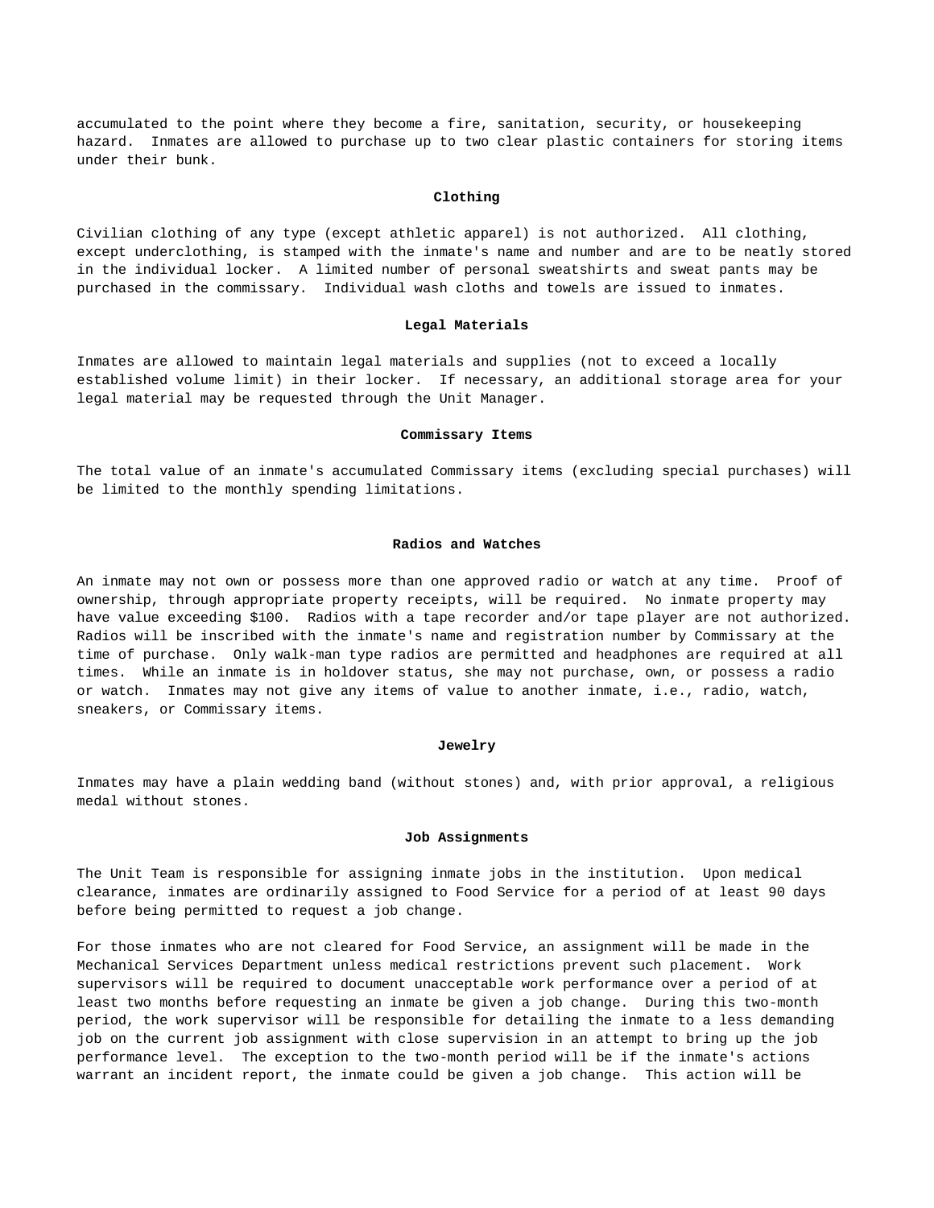accumulated to the point where they become a fire, sanitation, security, or housekeeping hazard. Inmates are allowed to purchase up to two clear plastic containers for storing items under their bunk.

### Clothing

Civilian clothing of any type (except athletic apparel) is not authorized. All clothing, except underclothing, is stamped with the inmate's name and number and are to be neatly stored in the individual locker. A limited number of personal sweatshirts and sweat pants may be purchased in the commissary. Individual wash cloths and towels are issued to inmates.

### Legal Materials

Inmates are allowed to maintain legal materials and supplies (not to exceed a locally established volume limit) in their locker. If necessary, an additional storage area for your legal material may be requested through the Unit Manager.

### Commissary Items

The total value of an inmate's accumulated Commissary items (excluding special purchases) will be limited to the monthly spending limitations.

### Radios and Watches

An inmate may not own or possess more than one approved radio or watch at any time. Proof of ownership, through appropriate property receipts, will be required. No inmate property may have value exceeding $100. Radios with a tape recorder and/or tape player are not authorized. Radios will be inscribed with the inmate's name and registration number by Commissary at the time of purchase. Only walk-man type radios are permitted and headphones are required at all times. While an inmate is in holdover status, she may not purchase, own, or possess a radio or watch. Inmates may not give any items of value to another inmate, i.e., radio, watch, sneakers, or Commissary items.

### Jewelry

Inmates may have a plain wedding band (without stones) and, with prior approval, a religious medal without stones.

### Job Assignments

The Unit Team is responsible for assigning inmate jobs in the institution. Upon medical clearance, inmates are ordinarily assigned to Food Service for a period of at least 90 days before being permitted to request a job change.

For those inmates who are not cleared for Food Service, an assignment will be made in the Mechanical Services Department unless medical restrictions prevent such placement. Work supervisors will be required to document unacceptable work performance over a period of at least two months before requesting an inmate be given a job change. During this two-month period, the work supervisor will be responsible for detailing the inmate to a less demanding job on the current job assignment with close supervision in an attempt to bring up the job performance level. The exception to the two-month period will be if the inmate's actions warrant an incident report, the inmate could be given a job change. This action will be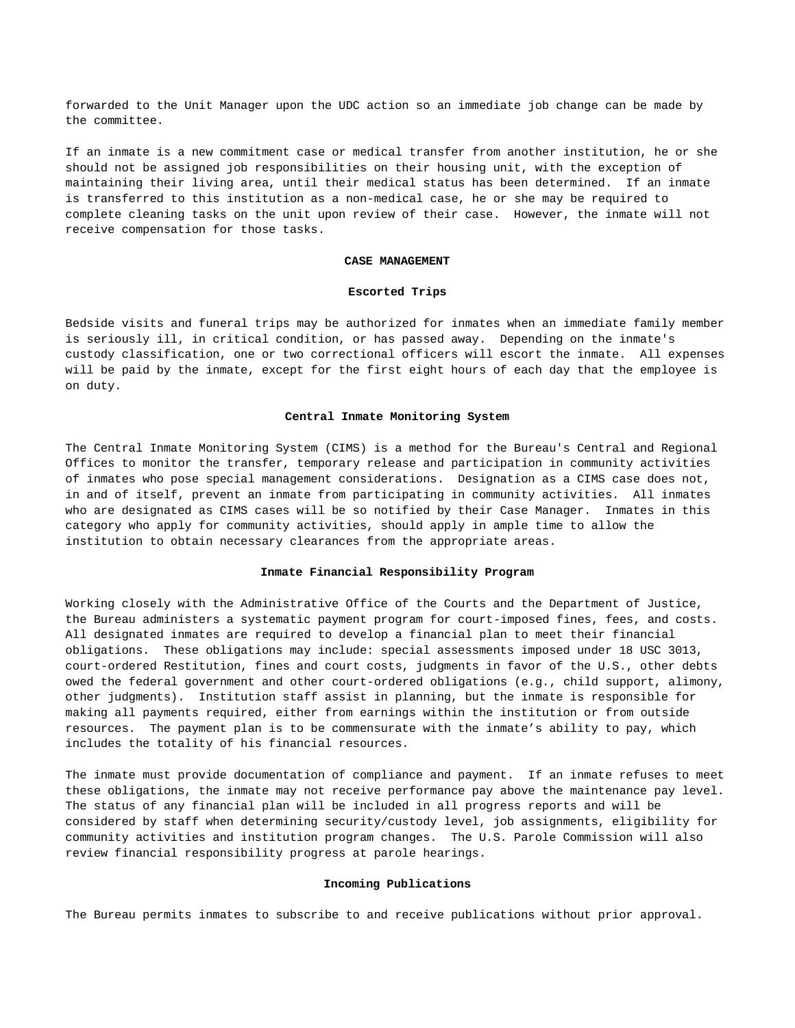forwarded to the Unit Manager upon the UDC action so an immediate job change can be made by the committee.

If an inmate is a new commitment case or medical transfer from another institution, he or she should not be assigned job responsibilities on their housing unit, with the exception of maintaining their living area, until their medical status has been determined. If an inmate is transferred to this institution as a non-medical case, he or she may be required to complete cleaning tasks on the unit upon review of their case. However, the inmate will not receive compensation for those tasks.

## CASE MANAGEMENT

### Escorted Trips

Bedside visits and funeral trips may be authorized for inmates when an immediate family member is seriously ill, in critical condition, or has passed away. Depending on the inmate's custody classification, one or two correctional officers will escort the inmate. All expenses will be paid by the inmate, except for the first eight hours of each day that the employee is on duty.

### Central Inmate Monitoring System

The Central Inmate Monitoring System (CIMS) is a method for the Bureau's Central and Regional Offices to monitor the transfer, temporary release and participation in community activities of inmates who pose special management considerations. Designation as a CIMS case does not, in and of itself, prevent an inmate from participating in community activities. All inmates who are designated as CIMS cases will be so notified by their Case Manager. Inmates in this category who apply for community activities, should apply in ample time to allow the institution to obtain necessary clearances from the appropriate areas.

### Inmate Financial Responsibility Program

Working closely with the Administrative Office of the Courts and the Department of Justice, the Bureau administers a systematic payment program for court-imposed fines, fees, and costs. All designated inmates are required to develop a financial plan to meet their financial obligations. These obligations may include: special assessments imposed under 18 USC 3013, court-ordered Restitution, fines and court costs, judgments in favor of the U.S., other debts owed the federal government and other court-ordered obligations (e.g., child support, alimony, other judgments). Institution staff assist in planning, but the inmate is responsible for making all payments required, either from earnings within the institution or from outside resources. The payment plan is to be commensurate with the inmate's ability to pay, which includes the totality of his financial resources.

The inmate must provide documentation of compliance and payment. If an inmate refuses to meet these obligations, the inmate may not receive performance pay above the maintenance pay level. The status of any financial plan will be included in all progress reports and will be considered by staff when determining security/custody level, job assignments, eligibility for community activities and institution program changes. The U.S. Parole Commission will also review financial responsibility progress at parole hearings.

### Incoming Publications

The Bureau permits inmates to subscribe to and receive publications without prior approval.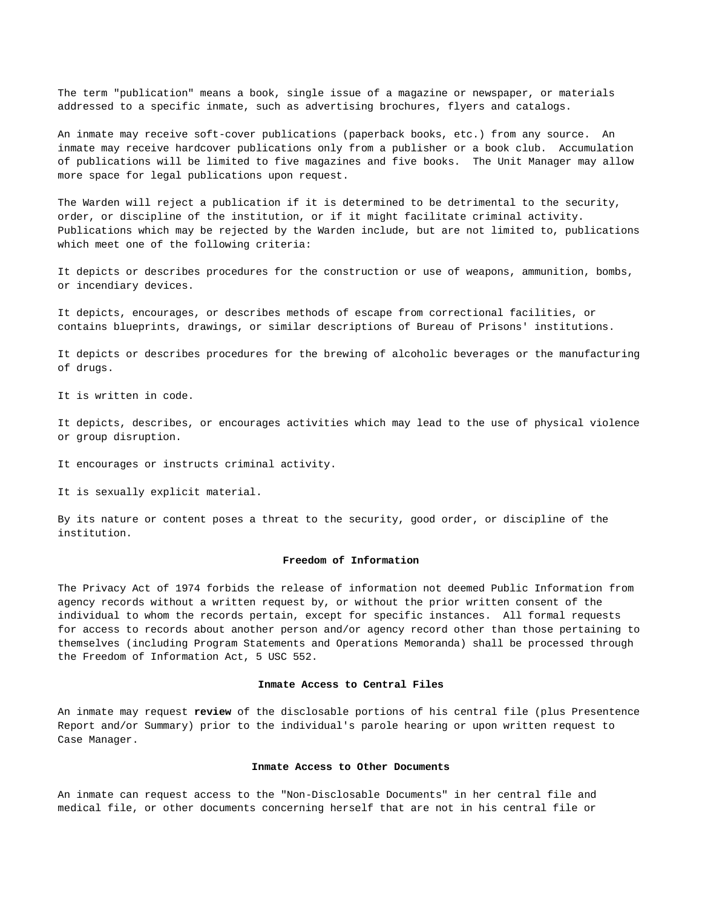The term "publication" means a book, single issue of a magazine or newspaper, or materials addressed to a specific inmate, such as advertising brochures, flyers and catalogs.

An inmate may receive soft-cover publications (paperback books, etc.) from any source. An inmate may receive hardcover publications only from a publisher or a book club. Accumulation of publications will be limited to five magazines and five books. The Unit Manager may allow more space for legal publications upon request.

The Warden will reject a publication if it is determined to be detrimental to the security, order, or discipline of the institution, or if it might facilitate criminal activity. Publications which may be rejected by the Warden include, but are not limited to, publications which meet one of the following criteria:

It depicts or describes procedures for the construction or use of weapons, ammunition, bombs, or incendiary devices.

It depicts, encourages, or describes methods of escape from correctional facilities, or contains blueprints, drawings, or similar descriptions of Bureau of Prisons' institutions.

It depicts or describes procedures for the brewing of alcoholic beverages or the manufacturing of drugs.

It is written in code.

It depicts, describes, or encourages activities which may lead to the use of physical violence or group disruption.

It encourages or instructs criminal activity.

It is sexually explicit material.

By its nature or content poses a threat to the security, good order, or discipline of the institution.

**Freedom of Information**

The Privacy Act of 1974 forbids the release of information not deemed Public Information from agency records without a written request by, or without the prior written consent of the individual to whom the records pertain, except for specific instances. All formal requests for access to records about another person and/or agency record other than those pertaining to themselves (including Program Statements and Operations Memoranda) shall be processed through the Freedom of Information Act, 5 USC 552.

**Inmate Access to Central Files**

An inmate may request **review** of the disclosable portions of his central file (plus Presentence Report and/or Summary) prior to the individual's parole hearing or upon written request to Case Manager.

**Inmate Access to Other Documents**

An inmate can request access to the "Non-Disclosable Documents" in her central file and medical file, or other documents concerning herself that are not in his central file or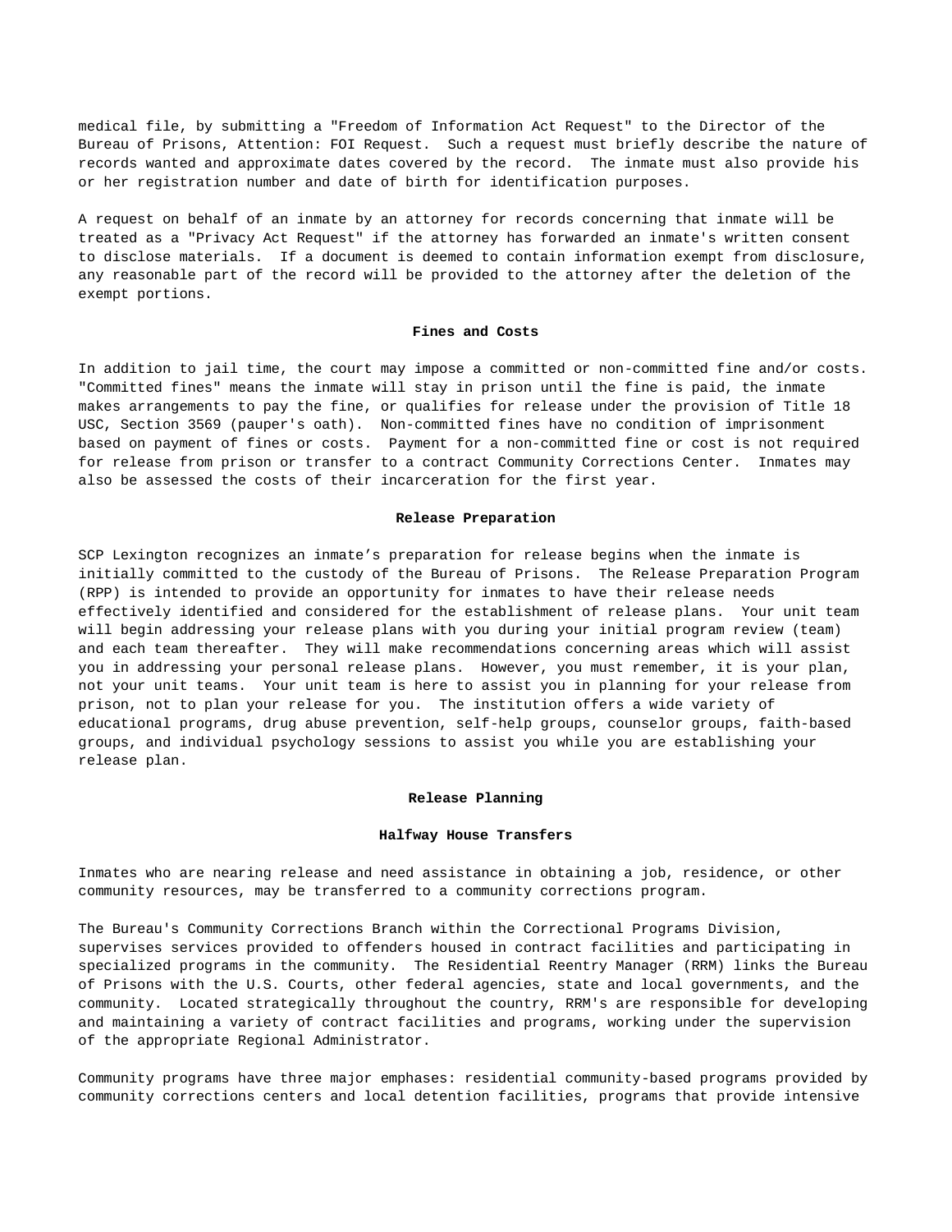medical file, by submitting a "Freedom of Information Act Request" to the Director of the Bureau of Prisons, Attention: FOI Request. Such a request must briefly describe the nature of records wanted and approximate dates covered by the record. The inmate must also provide his or her registration number and date of birth for identification purposes.

A request on behalf of an inmate by an attorney for records concerning that inmate will be treated as a "Privacy Act Request" if the attorney has forwarded an inmate's written consent to disclose materials. If a document is deemed to contain information exempt from disclosure, any reasonable part of the record will be provided to the attorney after the deletion of the exempt portions.

## Fines and Costs

In addition to jail time, the court may impose a committed or non-committed fine and/or costs. "Committed fines" means the inmate will stay in prison until the fine is paid, the inmate makes arrangements to pay the fine, or qualifies for release under the provision of Title 18 USC, Section 3569 (pauper's oath). Non-committed fines have no condition of imprisonment based on payment of fines or costs. Payment for a non-committed fine or cost is not required for release from prison or transfer to a contract Community Corrections Center. Inmates may also be assessed the costs of their incarceration for the first year.

## Release Preparation

SCP Lexington recognizes an inmate's preparation for release begins when the inmate is initially committed to the custody of the Bureau of Prisons. The Release Preparation Program (RPP) is intended to provide an opportunity for inmates to have their release needs effectively identified and considered for the establishment of release plans. Your unit team will begin addressing your release plans with you during your initial program review (team) and each team thereafter. They will make recommendations concerning areas which will assist you in addressing your personal release plans. However, you must remember, it is your plan, not your unit teams. Your unit team is here to assist you in planning for your release from prison, not to plan your release for you. The institution offers a wide variety of educational programs, drug abuse prevention, self-help groups, counselor groups, faith-based groups, and individual psychology sessions to assist you while you are establishing your release plan.

## Release Planning

### Halfway House Transfers

Inmates who are nearing release and need assistance in obtaining a job, residence, or other community resources, may be transferred to a community corrections program.

The Bureau's Community Corrections Branch within the Correctional Programs Division, supervises services provided to offenders housed in contract facilities and participating in specialized programs in the community. The Residential Reentry Manager (RRM) links the Bureau of Prisons with the U.S. Courts, other federal agencies, state and local governments, and the community. Located strategically throughout the country, RRM's are responsible for developing and maintaining a variety of contract facilities and programs, working under the supervision of the appropriate Regional Administrator.

Community programs have three major emphases: residential community-based programs provided by community corrections centers and local detention facilities, programs that provide intensive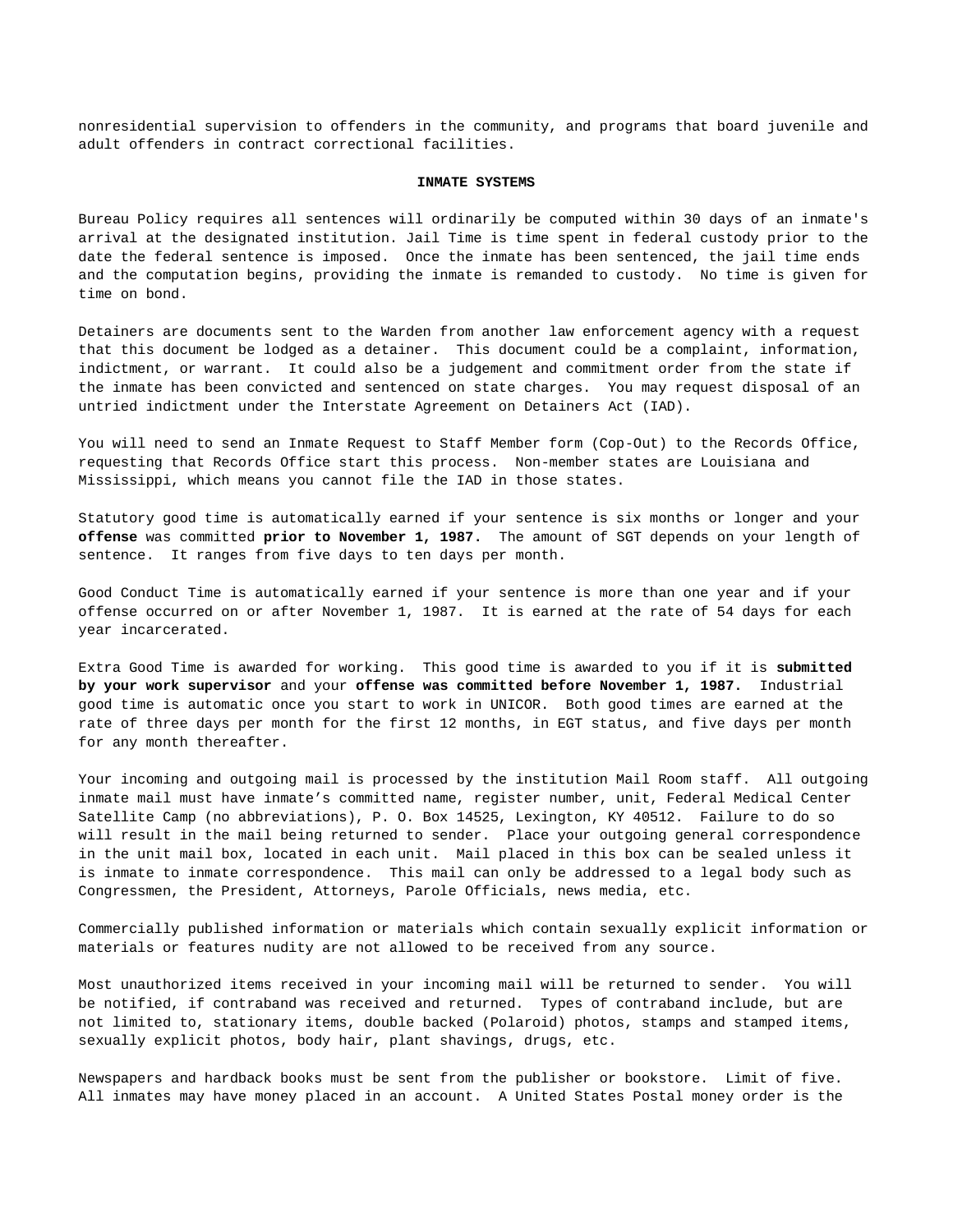nonresidential supervision to offenders in the community, and programs that board juvenile and adult offenders in contract correctional facilities.

## INMATE SYSTEMS

Bureau Policy requires all sentences will ordinarily be computed within 30 days of an inmate's arrival at the designated institution. Jail Time is time spent in federal custody prior to the date the federal sentence is imposed. Once the inmate has been sentenced, the jail time ends and the computation begins, providing the inmate is remanded to custody. No time is given for time on bond.

Detainers are documents sent to the Warden from another law enforcement agency with a request that this document be lodged as a detainer. This document could be a complaint, information, indictment, or warrant. It could also be a judgement and commitment order from the state if the inmate has been convicted and sentenced on state charges. You may request disposal of an untried indictment under the Interstate Agreement on Detainers Act (IAD).

You will need to send an Inmate Request to Staff Member form (Cop-Out) to the Records Office, requesting that Records Office start this process. Non-member states are Louisiana and Mississippi, which means you cannot file the IAD in those states.

Statutory good time is automatically earned if your sentence is six months or longer and your **offense** was committed **prior to November 1, 1987.** The amount of SGT depends on your length of sentence. It ranges from five days to ten days per month.

Good Conduct Time is automatically earned if your sentence is more than one year and if your offense occurred on or after November 1, 1987. It is earned at the rate of 54 days for each year incarcerated.

Extra Good Time is awarded for working. This good time is awarded to you if it is **submitted by your work supervisor** and your **offense was committed before November 1, 1987.** Industrial good time is automatic once you start to work in UNICOR. Both good times are earned at the rate of three days per month for the first 12 months, in EGT status, and five days per month for any month thereafter.

Your incoming and outgoing mail is processed by the institution Mail Room staff. All outgoing inmate mail must have inmate's committed name, register number, unit, Federal Medical Center Satellite Camp (no abbreviations), P. O. Box 14525, Lexington, KY 40512. Failure to do so will result in the mail being returned to sender. Place your outgoing general correspondence in the unit mail box, located in each unit. Mail placed in this box can be sealed unless it is inmate to inmate correspondence. This mail can only be addressed to a legal body such as Congressmen, the President, Attorneys, Parole Officials, news media, etc.

Commercially published information or materials which contain sexually explicit information or materials or features nudity are not allowed to be received from any source.

Most unauthorized items received in your incoming mail will be returned to sender. You will be notified, if contraband was received and returned. Types of contraband include, but are not limited to, stationary items, double backed (Polaroid) photos, stamps and stamped items, sexually explicit photos, body hair, plant shavings, drugs, etc.

Newspapers and hardback books must be sent from the publisher or bookstore. Limit of five. All inmates may have money placed in an account. A United States Postal money order is the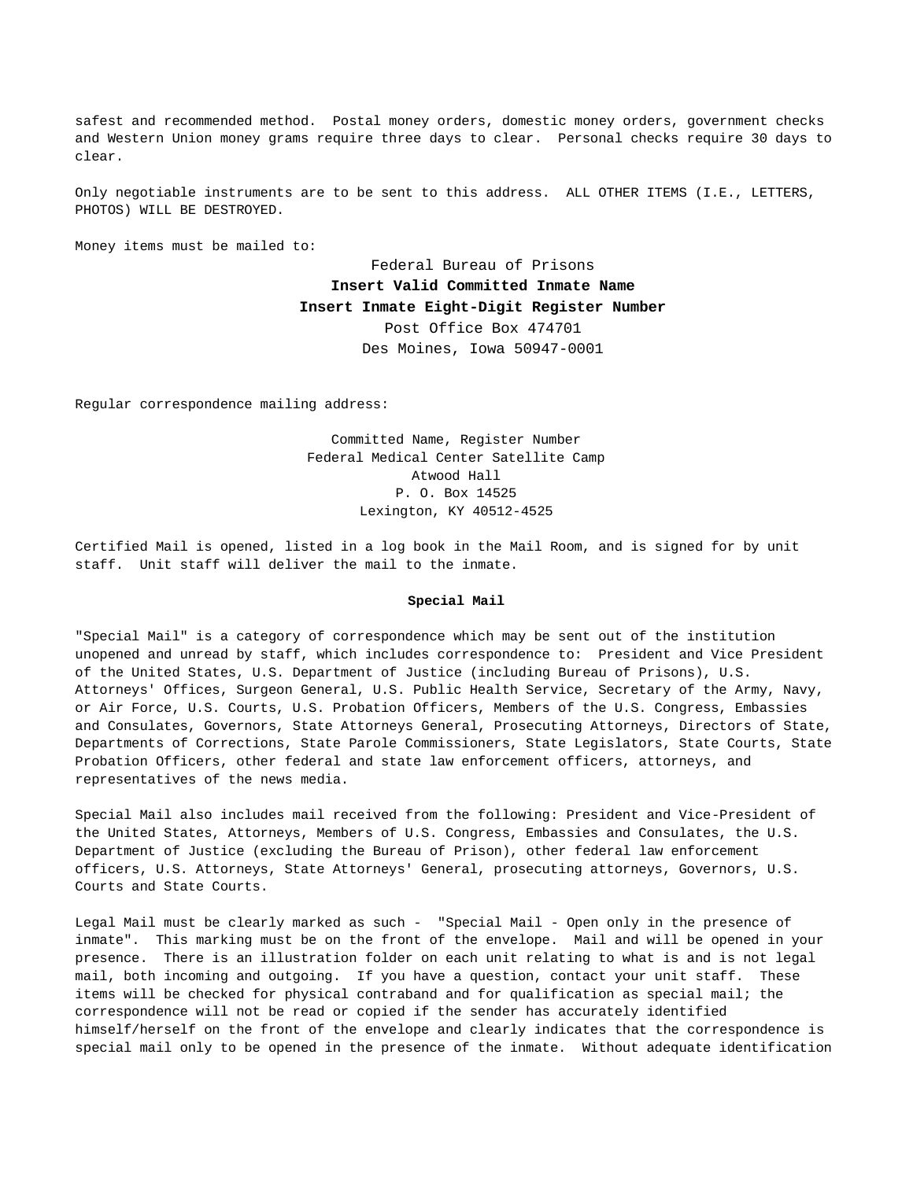safest and recommended method. Postal money orders, domestic money orders, government checks and Western Union money grams require three days to clear. Personal checks require 30 days to clear.

Only negotiable instruments are to be sent to this address. ALL OTHER ITEMS (I.E., LETTERS, PHOTOS) WILL BE DESTROYED.

Money items must be mailed to:

Federal Bureau of Prisons
**Insert Valid Committed Inmate Name**
**Insert Inmate Eight-Digit Register Number**
Post Office Box 474701
Des Moines, Iowa 50947-0001

Regular correspondence mailing address:

Committed Name, Register Number
Federal Medical Center Satellite Camp
Atwood Hall
P. O. Box 14525
Lexington, KY 40512-4525

Certified Mail is opened, listed in a log book in the Mail Room, and is signed for by unit staff. Unit staff will deliver the mail to the inmate.

**Special Mail**

"Special Mail" is a category of correspondence which may be sent out of the institution unopened and unread by staff, which includes correspondence to: President and Vice President of the United States, U.S. Department of Justice (including Bureau of Prisons), U.S. Attorneys' Offices, Surgeon General, U.S. Public Health Service, Secretary of the Army, Navy, or Air Force, U.S. Courts, U.S. Probation Officers, Members of the U.S. Congress, Embassies and Consulates, Governors, State Attorneys General, Prosecuting Attorneys, Directors of State, Departments of Corrections, State Parole Commissioners, State Legislators, State Courts, State Probation Officers, other federal and state law enforcement officers, attorneys, and representatives of the news media.

Special Mail also includes mail received from the following: President and Vice-President of the United States, Attorneys, Members of U.S. Congress, Embassies and Consulates, the U.S. Department of Justice (excluding the Bureau of Prison), other federal law enforcement officers, U.S. Attorneys, State Attorneys' General, prosecuting attorneys, Governors, U.S. Courts and State Courts.

Legal Mail must be clearly marked as such - "Special Mail - Open only in the presence of inmate". This marking must be on the front of the envelope. Mail and will be opened in your presence. There is an illustration folder on each unit relating to what is and is not legal mail, both incoming and outgoing. If you have a question, contact your unit staff. These items will be checked for physical contraband and for qualification as special mail; the correspondence will not be read or copied if the sender has accurately identified himself/herself on the front of the envelope and clearly indicates that the correspondence is special mail only to be opened in the presence of the inmate. Without adequate identification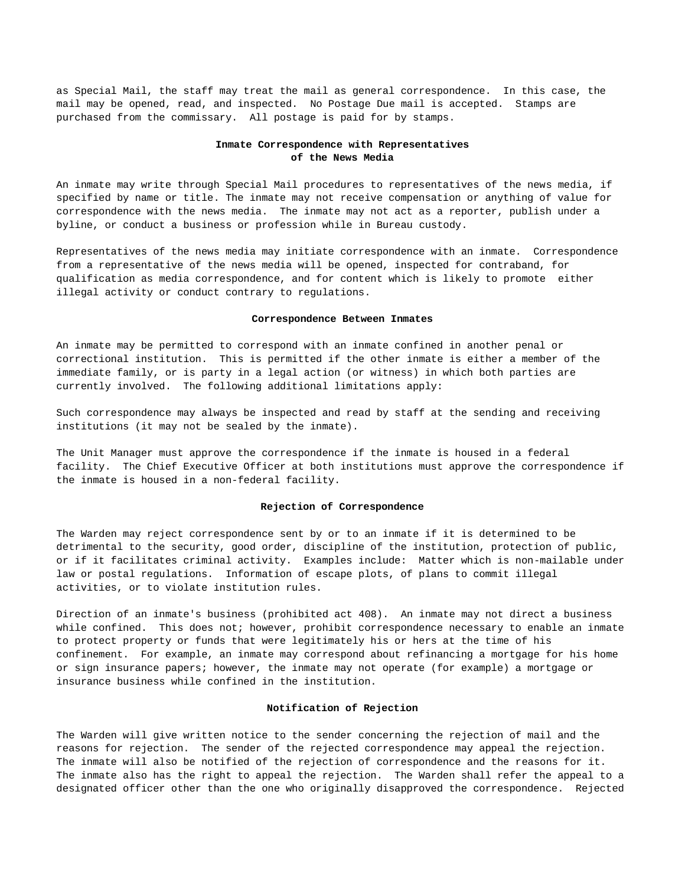as Special Mail, the staff may treat the mail as general correspondence. In this case, the mail may be opened, read, and inspected. No Postage Due mail is accepted. Stamps are purchased from the commissary. All postage is paid for by stamps.

### Inmate Correspondence with Representatives of the News Media

An inmate may write through Special Mail procedures to representatives of the news media, if specified by name or title. The inmate may not receive compensation or anything of value for correspondence with the news media. The inmate may not act as a reporter, publish under a byline, or conduct a business or profession while in Bureau custody.

Representatives of the news media may initiate correspondence with an inmate. Correspondence from a representative of the news media will be opened, inspected for contraband, for qualification as media correspondence, and for content which is likely to promote either illegal activity or conduct contrary to regulations.

### Correspondence Between Inmates

An inmate may be permitted to correspond with an inmate confined in another penal or correctional institution. This is permitted if the other inmate is either a member of the immediate family, or is party in a legal action (or witness) in which both parties are currently involved. The following additional limitations apply:

Such correspondence may always be inspected and read by staff at the sending and receiving institutions (it may not be sealed by the inmate).

The Unit Manager must approve the correspondence if the inmate is housed in a federal facility. The Chief Executive Officer at both institutions must approve the correspondence if the inmate is housed in a non-federal facility.

### Rejection of Correspondence

The Warden may reject correspondence sent by or to an inmate if it is determined to be detrimental to the security, good order, discipline of the institution, protection of public, or if it facilitates criminal activity. Examples include: Matter which is non-mailable under law or postal regulations. Information of escape plots, of plans to commit illegal activities, or to violate institution rules.

Direction of an inmate's business (prohibited act 408). An inmate may not direct a business while confined. This does not; however, prohibit correspondence necessary to enable an inmate to protect property or funds that were legitimately his or hers at the time of his confinement. For example, an inmate may correspond about refinancing a mortgage for his home or sign insurance papers; however, the inmate may not operate (for example) a mortgage or insurance business while confined in the institution.

### Notification of Rejection

The Warden will give written notice to the sender concerning the rejection of mail and the reasons for rejection. The sender of the rejected correspondence may appeal the rejection. The inmate will also be notified of the rejection of correspondence and the reasons for it. The inmate also has the right to appeal the rejection. The Warden shall refer the appeal to a designated officer other than the one who originally disapproved the correspondence. Rejected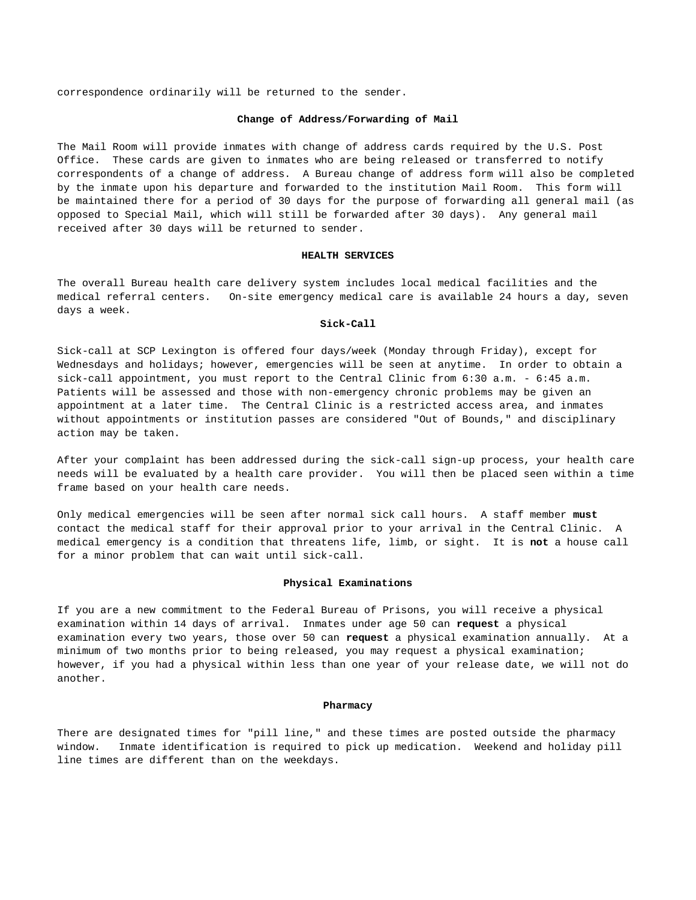correspondence ordinarily will be returned to the sender.

### Change of Address/Forwarding of Mail

The Mail Room will provide inmates with change of address cards required by the U.S. Post Office. These cards are given to inmates who are being released or transferred to notify correspondents of a change of address. A Bureau change of address form will also be completed by the inmate upon his departure and forwarded to the institution Mail Room. This form will be maintained there for a period of 30 days for the purpose of forwarding all general mail (as opposed to Special Mail, which will still be forwarded after 30 days). Any general mail received after 30 days will be returned to sender.

## HEALTH SERVICES

The overall Bureau health care delivery system includes local medical facilities and the medical referral centers. On-site emergency medical care is available 24 hours a day, seven days a week.

### Sick-Call

Sick-call at SCP Lexington is offered four days/week (Monday through Friday), except for Wednesdays and holidays; however, emergencies will be seen at anytime. In order to obtain a sick-call appointment, you must report to the Central Clinic from 6:30 a.m. - 6:45 a.m. Patients will be assessed and those with non-emergency chronic problems may be given an appointment at a later time. The Central Clinic is a restricted access area, and inmates without appointments or institution passes are considered "Out of Bounds," and disciplinary action may be taken.

After your complaint has been addressed during the sick-call sign-up process, your health care needs will be evaluated by a health care provider. You will then be placed seen within a time frame based on your health care needs.

Only medical emergencies will be seen after normal sick call hours. A staff member **must** contact the medical staff for their approval prior to your arrival in the Central Clinic. A medical emergency is a condition that threatens life, limb, or sight. It is **not** a house call for a minor problem that can wait until sick-call.

### Physical Examinations

If you are a new commitment to the Federal Bureau of Prisons, you will receive a physical examination within 14 days of arrival. Inmates under age 50 can **request** a physical examination every two years, those over 50 can **request** a physical examination annually. At a minimum of two months prior to being released, you may request a physical examination; however, if you had a physical within less than one year of your release date, we will not do another.

### Pharmacy

There are designated times for "pill line," and these times are posted outside the pharmacy window. Inmate identification is required to pick up medication. Weekend and holiday pill line times are different than on the weekdays.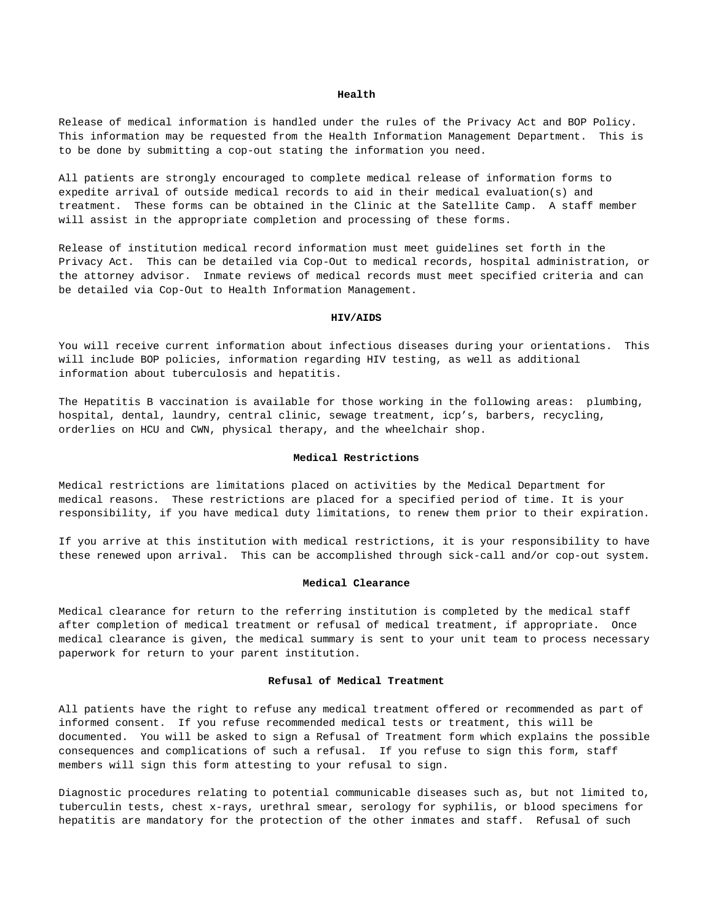## Health

Release of medical information is handled under the rules of the Privacy Act and BOP Policy. This information may be requested from the Health Information Management Department. This is to be done by submitting a cop-out stating the information you need.

All patients are strongly encouraged to complete medical release of information forms to expedite arrival of outside medical records to aid in their medical evaluation(s) and treatment. These forms can be obtained in the Clinic at the Satellite Camp. A staff member will assist in the appropriate completion and processing of these forms.

Release of institution medical record information must meet guidelines set forth in the Privacy Act. This can be detailed via Cop-Out to medical records, hospital administration, or the attorney advisor. Inmate reviews of medical records must meet specified criteria and can be detailed via Cop-Out to Health Information Management.

## HIV/AIDS

You will receive current information about infectious diseases during your orientations. This will include BOP policies, information regarding HIV testing, as well as additional information about tuberculosis and hepatitis.

The Hepatitis B vaccination is available for those working in the following areas: plumbing, hospital, dental, laundry, central clinic, sewage treatment, icp's, barbers, recycling, orderlies on HCU and CWN, physical therapy, and the wheelchair shop.

## Medical Restrictions

Medical restrictions are limitations placed on activities by the Medical Department for medical reasons. These restrictions are placed for a specified period of time. It is your responsibility, if you have medical duty limitations, to renew them prior to their expiration.

If you arrive at this institution with medical restrictions, it is your responsibility to have these renewed upon arrival. This can be accomplished through sick-call and/or cop-out system.

## Medical Clearance

Medical clearance for return to the referring institution is completed by the medical staff after completion of medical treatment or refusal of medical treatment, if appropriate. Once medical clearance is given, the medical summary is sent to your unit team to process necessary paperwork for return to your parent institution.

## Refusal of Medical Treatment

All patients have the right to refuse any medical treatment offered or recommended as part of informed consent. If you refuse recommended medical tests or treatment, this will be documented. You will be asked to sign a Refusal of Treatment form which explains the possible consequences and complications of such a refusal. If you refuse to sign this form, staff members will sign this form attesting to your refusal to sign.

Diagnostic procedures relating to potential communicable diseases such as, but not limited to, tuberculin tests, chest x-rays, urethral smear, serology for syphilis, or blood specimens for hepatitis are mandatory for the protection of the other inmates and staff. Refusal of such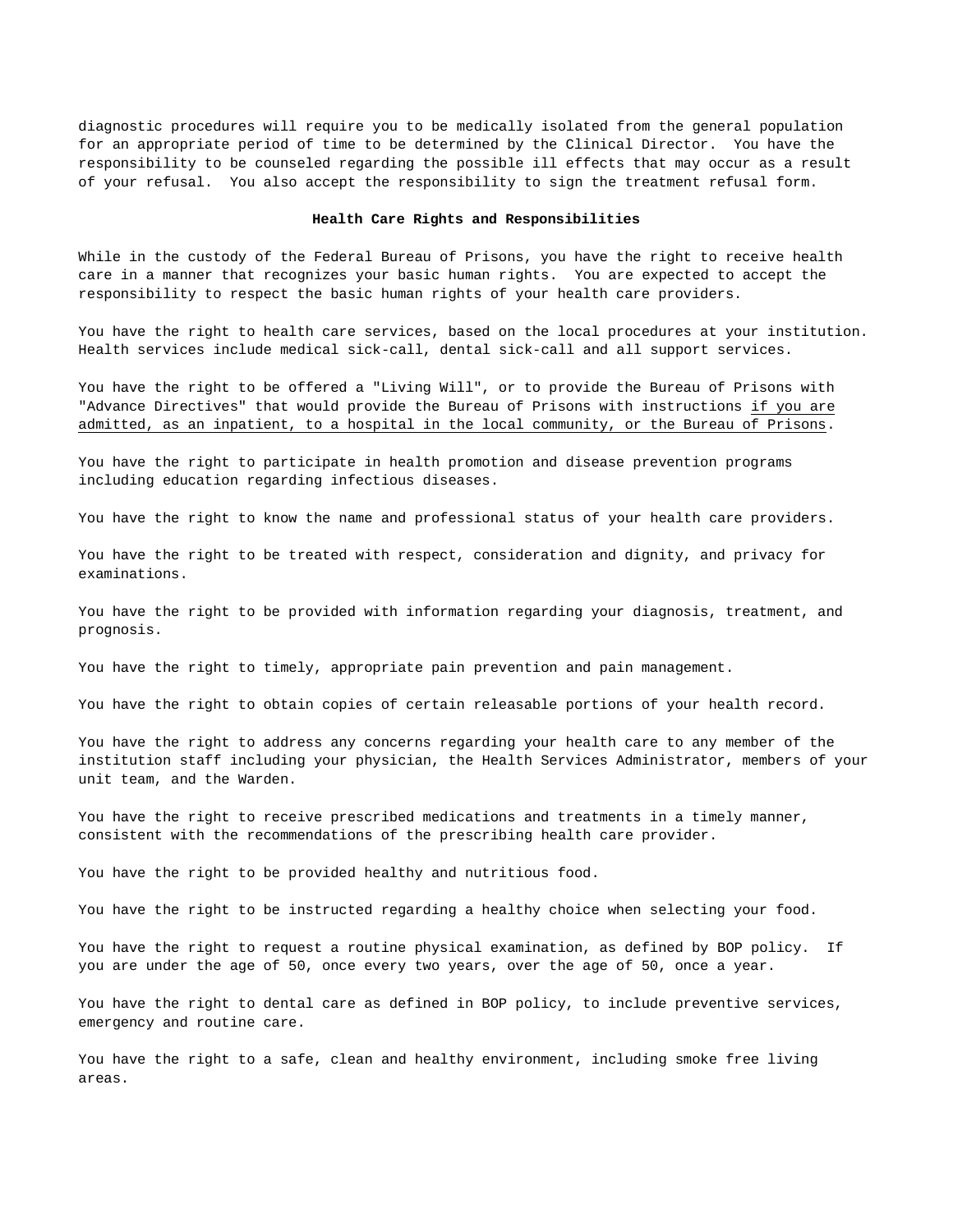diagnostic procedures will require you to be medically isolated from the general population for an appropriate period of time to be determined by the Clinical Director. You have the responsibility to be counseled regarding the possible ill effects that may occur as a result of your refusal. You also accept the responsibility to sign the treatment refusal form.

**Health Care Rights and Responsibilities**

While in the custody of the Federal Bureau of Prisons, you have the right to receive health care in a manner that recognizes your basic human rights. You are expected to accept the responsibility to respect the basic human rights of your health care providers.

You have the right to health care services, based on the local procedures at your institution. Health services include medical sick-call, dental sick-call and all support services.

You have the right to be offered a "Living Will", or to provide the Bureau of Prisons with "Advance Directives" that would provide the Bureau of Prisons with instructions <u>if you are admitted, as an inpatient, to a hospital in the local community, or the Bureau of Prisons</u>.

You have the right to participate in health promotion and disease prevention programs including education regarding infectious diseases.

You have the right to know the name and professional status of your health care providers.

You have the right to be treated with respect, consideration and dignity, and privacy for examinations.

You have the right to be provided with information regarding your diagnosis, treatment, and prognosis.

You have the right to timely, appropriate pain prevention and pain management.

You have the right to obtain copies of certain releasable portions of your health record.

You have the right to address any concerns regarding your health care to any member of the institution staff including your physician, the Health Services Administrator, members of your unit team, and the Warden.

You have the right to receive prescribed medications and treatments in a timely manner, consistent with the recommendations of the prescribing health care provider.

You have the right to be provided healthy and nutritious food.

You have the right to be instructed regarding a healthy choice when selecting your food.

You have the right to request a routine physical examination, as defined by BOP policy. If you are under the age of 50, once every two years, over the age of 50, once a year.

You have the right to dental care as defined in BOP policy, to include preventive services, emergency and routine care.

You have the right to a safe, clean and healthy environment, including smoke free living areas.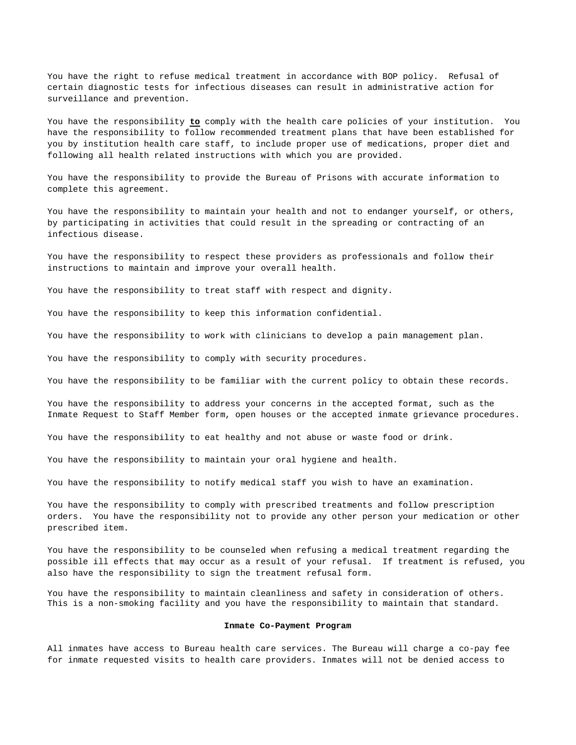You have the right to refuse medical treatment in accordance with BOP policy. Refusal of certain diagnostic tests for infectious diseases can result in administrative action for surveillance and prevention.

You have the responsibility **to** comply with the health care policies of your institution. You have the responsibility to follow recommended treatment plans that have been established for you by institution health care staff, to include proper use of medications, proper diet and following all health related instructions with which you are provided.

You have the responsibility to provide the Bureau of Prisons with accurate information to complete this agreement.

You have the responsibility to maintain your health and not to endanger yourself, or others, by participating in activities that could result in the spreading or contracting of an infectious disease.

You have the responsibility to respect these providers as professionals and follow their instructions to maintain and improve your overall health.

You have the responsibility to treat staff with respect and dignity.

You have the responsibility to keep this information confidential.

You have the responsibility to work with clinicians to develop a pain management plan.

You have the responsibility to comply with security procedures.

You have the responsibility to be familiar with the current policy to obtain these records.

You have the responsibility to address your concerns in the accepted format, such as the Inmate Request to Staff Member form, open houses or the accepted inmate grievance procedures.

You have the responsibility to eat healthy and not abuse or waste food or drink.

You have the responsibility to maintain your oral hygiene and health.

You have the responsibility to notify medical staff you wish to have an examination.

You have the responsibility to comply with prescribed treatments and follow prescription orders. You have the responsibility not to provide any other person your medication or other prescribed item.

You have the responsibility to be counseled when refusing a medical treatment regarding the possible ill effects that may occur as a result of your refusal. If treatment is refused, you also have the responsibility to sign the treatment refusal form.

You have the responsibility to maintain cleanliness and safety in consideration of others. This is a non-smoking facility and you have the responsibility to maintain that standard.

**Inmate Co-Payment Program**

All inmates have access to Bureau health care services. The Bureau will charge a co-pay fee for inmate requested visits to health care providers. Inmates will not be denied access to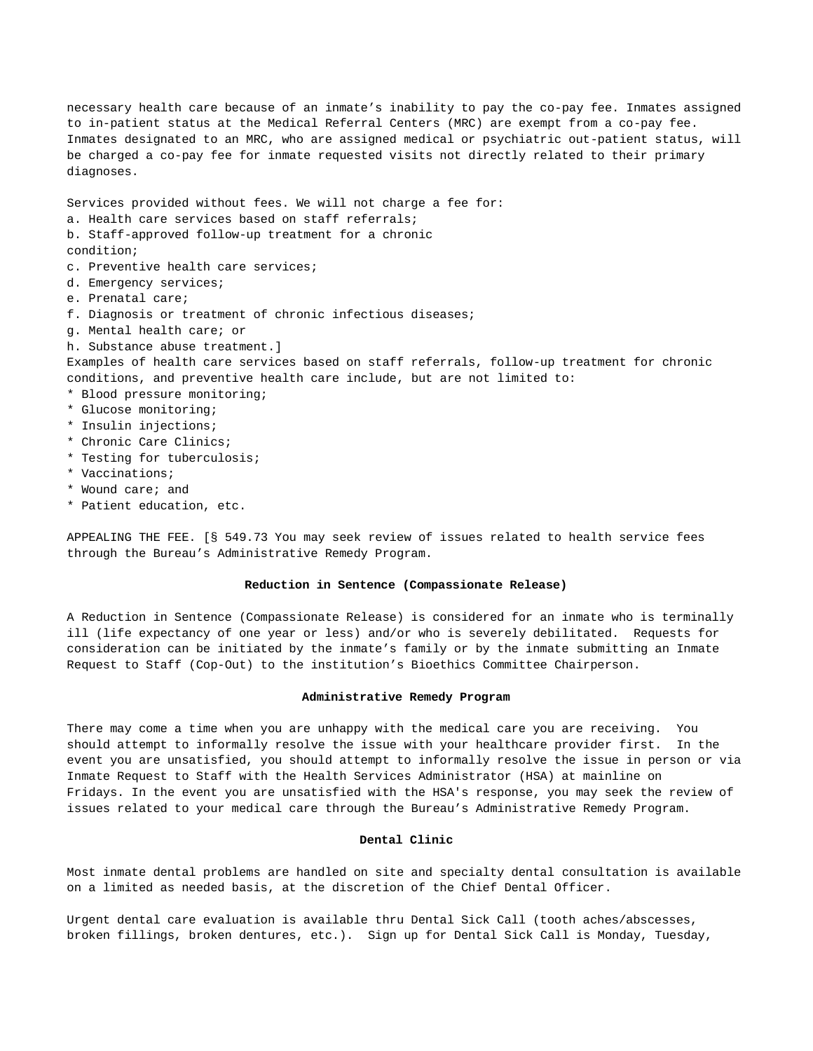necessary health care because of an inmate's inability to pay the co-pay fee. Inmates assigned to in-patient status at the Medical Referral Centers (MRC) are exempt from a co-pay fee. Inmates designated to an MRC, who are assigned medical or psychiatric out-patient status, will be charged a co-pay fee for inmate requested visits not directly related to their primary diagnoses.

Services provided without fees. We will not charge a fee for:
a. Health care services based on staff referrals;
b. Staff-approved follow-up treatment for a chronic condition;
c. Preventive health care services;
d. Emergency services;
e. Prenatal care;
f. Diagnosis or treatment of chronic infectious diseases;
g. Mental health care; or
h. Substance abuse treatment.]

Examples of health care services based on staff referrals, follow-up treatment for chronic conditions, and preventive health care include, but are not limited to:

* Blood pressure monitoring;
* Glucose monitoring;
* Insulin injections;
* Chronic Care Clinics;
* Testing for tuberculosis;
* Vaccinations;
* Wound care; and
* Patient education, etc.

APPEALING THE FEE. [§ 549.73 You may seek review of issues related to health service fees through the Bureau's Administrative Remedy Program.

**Reduction in Sentence (Compassionate Release)**

A Reduction in Sentence (Compassionate Release) is considered for an inmate who is terminally ill (life expectancy of one year or less) and/or who is severely debilitated. Requests for consideration can be initiated by the inmate's family or by the inmate submitting an Inmate Request to Staff (Cop-Out) to the institution's Bioethics Committee Chairperson.

**Administrative Remedy Program**

There may come a time when you are unhappy with the medical care you are receiving. You should attempt to informally resolve the issue with your healthcare provider first. In the event you are unsatisfied, you should attempt to informally resolve the issue in person or via Inmate Request to Staff with the Health Services Administrator (HSA) at mainline on Fridays. In the event you are unsatisfied with the HSA's response, you may seek the review of issues related to your medical care through the Bureau's Administrative Remedy Program.

**Dental Clinic**

Most inmate dental problems are handled on site and specialty dental consultation is available on a limited as needed basis, at the discretion of the Chief Dental Officer.

Urgent dental care evaluation is available thru Dental Sick Call (tooth aches/abscesses, broken fillings, broken dentures, etc.). Sign up for Dental Sick Call is Monday, Tuesday,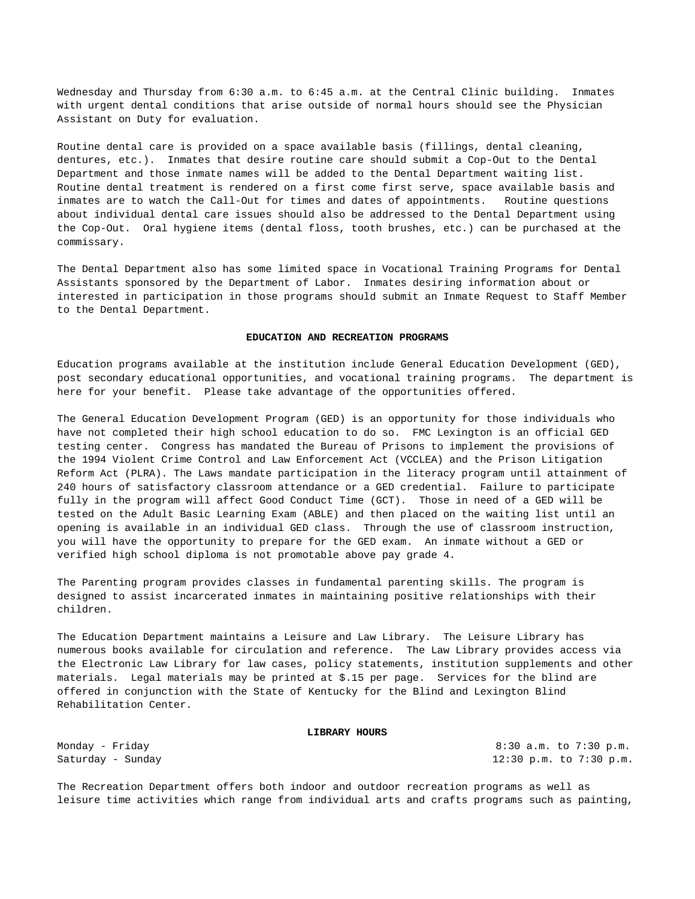Wednesday and Thursday from 6:30 a.m. to 6:45 a.m. at the Central Clinic building. Inmates with urgent dental conditions that arise outside of normal hours should see the Physician Assistant on Duty for evaluation.

Routine dental care is provided on a space available basis (fillings, dental cleaning, dentures, etc.). Inmates that desire routine care should submit a Cop-Out to the Dental Department and those inmate names will be added to the Dental Department waiting list. Routine dental treatment is rendered on a first come first serve, space available basis and inmates are to watch the Call-Out for times and dates of appointments. Routine questions about individual dental care issues should also be addressed to the Dental Department using the Cop-Out. Oral hygiene items (dental floss, tooth brushes, etc.) can be purchased at the commissary.

The Dental Department also has some limited space in Vocational Training Programs for Dental Assistants sponsored by the Department of Labor. Inmates desiring information about or interested in participation in those programs should submit an Inmate Request to Staff Member to the Dental Department.

**EDUCATION AND RECREATION PROGRAMS**

Education programs available at the institution include General Education Development (GED), post secondary educational opportunities, and vocational training programs. The department is here for your benefit. Please take advantage of the opportunities offered.

The General Education Development Program (GED) is an opportunity for those individuals who have not completed their high school education to do so. FMC Lexington is an official GED testing center. Congress has mandated the Bureau of Prisons to implement the provisions of the 1994 Violent Crime Control and Law Enforcement Act (VCCLEA) and the Prison Litigation Reform Act (PLRA). The Laws mandate participation in the literacy program until attainment of 240 hours of satisfactory classroom attendance or a GED credential. Failure to participate fully in the program will affect Good Conduct Time (GCT). Those in need of a GED will be tested on the Adult Basic Learning Exam (ABLE) and then placed on the waiting list until an opening is available in an individual GED class. Through the use of classroom instruction, you will have the opportunity to prepare for the GED exam. An inmate without a GED or verified high school diploma is not promotable above pay grade 4.

The Parenting program provides classes in fundamental parenting skills. The program is designed to assist incarcerated inmates in maintaining positive relationships with their children.

The Education Department maintains a Leisure and Law Library. The Leisure Library has numerous books available for circulation and reference. The Law Library provides access via the Electronic Law Library for law cases, policy statements, institution supplements and other materials. Legal materials may be printed at $.15 per page. Services for the blind are offered in conjunction with the State of Kentucky for the Blind and Lexington Blind Rehabilitation Center.

**LIBRARY HOURS**

| | |
|---|---|
| Monday - Friday | 8:30 a.m. to 7:30 p.m. |
| Saturday - Sunday | 12:30 p.m. to 7:30 p.m. |

The Recreation Department offers both indoor and outdoor recreation programs as well as leisure time activities which range from individual arts and crafts programs such as painting,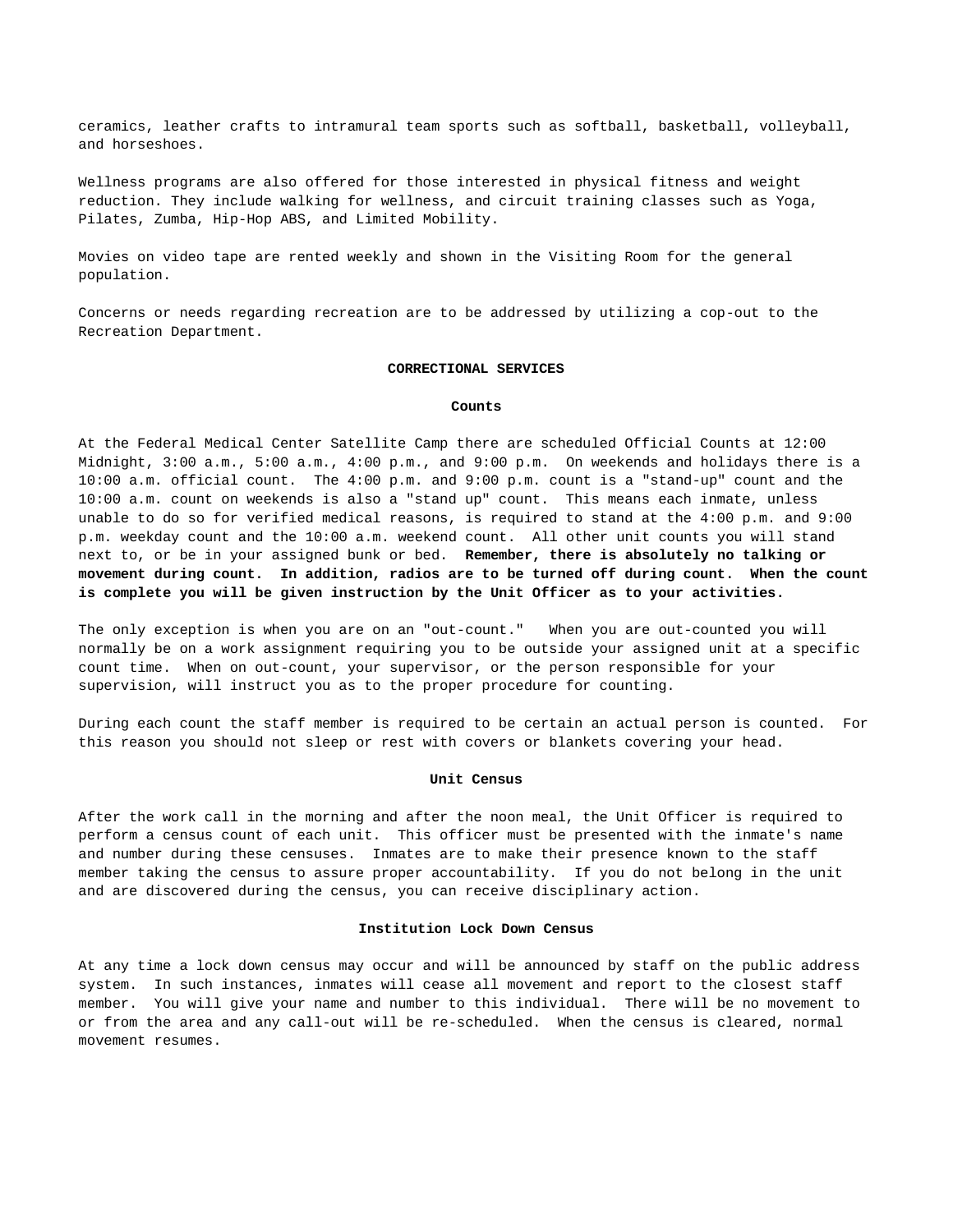ceramics, leather crafts to intramural team sports such as softball, basketball, volleyball, and horseshoes.

Wellness programs are also offered for those interested in physical fitness and weight reduction. They include walking for wellness, and circuit training classes such as Yoga, Pilates, Zumba, Hip-Hop ABS, and Limited Mobility.

Movies on video tape are rented weekly and shown in the Visiting Room for the general population.

Concerns or needs regarding recreation are to be addressed by utilizing a cop-out to the Recreation Department.

## CORRECTIONAL SERVICES

### Counts

At the Federal Medical Center Satellite Camp there are scheduled Official Counts at 12:00 Midnight, 3:00 a.m., 5:00 a.m., 4:00 p.m., and 9:00 p.m. On weekends and holidays there is a 10:00 a.m. official count. The 4:00 p.m. and 9:00 p.m. count is a "stand-up" count and the 10:00 a.m. count on weekends is also a "stand up" count. This means each inmate, unless unable to do so for verified medical reasons, is required to stand at the 4:00 p.m. and 9:00 p.m. weekday count and the 10:00 a.m. weekend count. All other unit counts you will stand next to, or be in your assigned bunk or bed. **Remember, there is absolutely no talking or movement during count. In addition, radios are to be turned off during count. When the count is complete you will be given instruction by the Unit Officer as to your activities.**

The only exception is when you are on an "out-count." When you are out-counted you will normally be on a work assignment requiring you to be outside your assigned unit at a specific count time. When on out-count, your supervisor, or the person responsible for your supervision, will instruct you as to the proper procedure for counting.

During each count the staff member is required to be certain an actual person is counted. For this reason you should not sleep or rest with covers or blankets covering your head.

### Unit Census

After the work call in the morning and after the noon meal, the Unit Officer is required to perform a census count of each unit. This officer must be presented with the inmate's name and number during these censuses. Inmates are to make their presence known to the staff member taking the census to assure proper accountability. If you do not belong in the unit and are discovered during the census, you can receive disciplinary action.

### Institution Lock Down Census

At any time a lock down census may occur and will be announced by staff on the public address system. In such instances, inmates will cease all movement and report to the closest staff member. You will give your name and number to this individual. There will be no movement to or from the area and any call-out will be re-scheduled. When the census is cleared, normal movement resumes.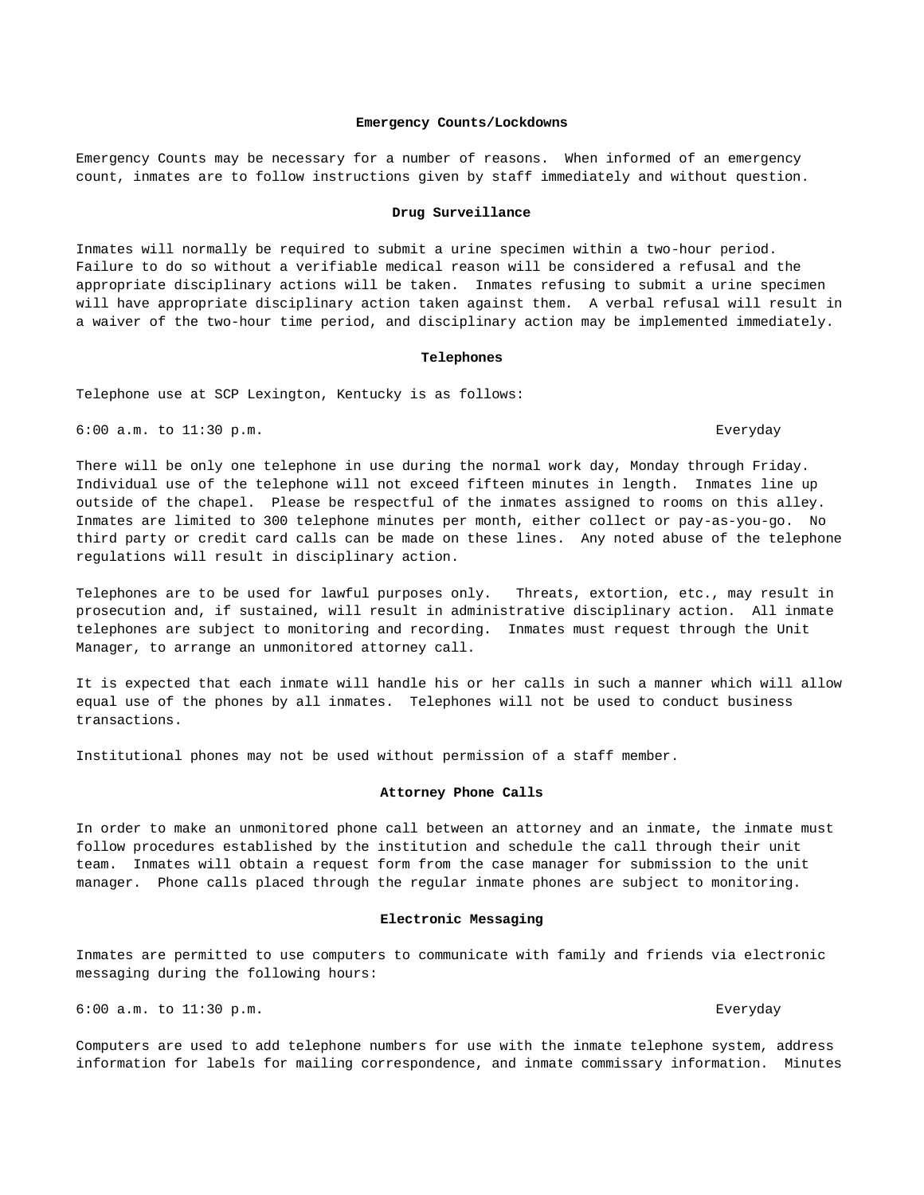## Emergency Counts/Lockdowns

Emergency Counts may be necessary for a number of reasons. When informed of an emergency count, inmates are to follow instructions given by staff immediately and without question.

## Drug Surveillance

Inmates will normally be required to submit a urine specimen within a two-hour period. Failure to do so without a verifiable medical reason will be considered a refusal and the appropriate disciplinary actions will be taken. Inmates refusing to submit a urine specimen will have appropriate disciplinary action taken against them. A verbal refusal will result in a waiver of the two-hour time period, and disciplinary action may be implemented immediately.

## Telephones

Telephone use at SCP Lexington, Kentucky is as follows:

| | |
|---|---|
| 6:00 a.m. to 11:30 p.m. | Everyday |

There will be only one telephone in use during the normal work day, Monday through Friday. Individual use of the telephone will not exceed fifteen minutes in length. Inmates line up outside of the chapel. Please be respectful of the inmates assigned to rooms on this alley. Inmates are limited to 300 telephone minutes per month, either collect or pay-as-you-go. No third party or credit card calls can be made on these lines. Any noted abuse of the telephone regulations will result in disciplinary action.

Telephones are to be used for lawful purposes only. Threats, extortion, etc., may result in prosecution and, if sustained, will result in administrative disciplinary action. All inmate telephones are subject to monitoring and recording. Inmates must request through the Unit Manager, to arrange an unmonitored attorney call.

It is expected that each inmate will handle his or her calls in such a manner which will allow equal use of the phones by all inmates. Telephones will not be used to conduct business transactions.

Institutional phones may not be used without permission of a staff member.

## Attorney Phone Calls

In order to make an unmonitored phone call between an attorney and an inmate, the inmate must follow procedures established by the institution and schedule the call through their unit team. Inmates will obtain a request form from the case manager for submission to the unit manager. Phone calls placed through the regular inmate phones are subject to monitoring.

## Electronic Messaging

Inmates are permitted to use computers to communicate with family and friends via electronic messaging during the following hours:

| | |
|---|---|
| 6:00 a.m. to 11:30 p.m. | Everyday |

Computers are used to add telephone numbers for use with the inmate telephone system, address information for labels for mailing correspondence, and inmate commissary information. Minutes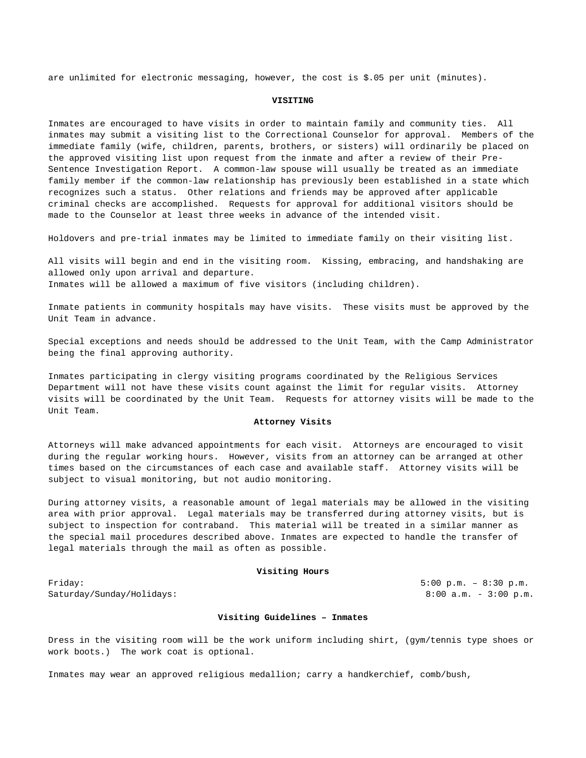are unlimited for electronic messaging, however, the cost is $.05 per unit (minutes).

## VISITING

Inmates are encouraged to have visits in order to maintain family and community ties. All inmates may submit a visiting list to the Correctional Counselor for approval. Members of the immediate family (wife, children, parents, brothers, or sisters) will ordinarily be placed on the approved visiting list upon request from the inmate and after a review of their Pre-Sentence Investigation Report. A common-law spouse will usually be treated as an immediate family member if the common-law relationship has previously been established in a state which recognizes such a status. Other relations and friends may be approved after applicable criminal checks are accomplished. Requests for approval for additional visitors should be made to the Counselor at least three weeks in advance of the intended visit.

Holdovers and pre-trial inmates may be limited to immediate family on their visiting list.

All visits will begin and end in the visiting room. Kissing, embracing, and handshaking are allowed only upon arrival and departure.
Inmates will be allowed a maximum of five visitors (including children).

Inmate patients in community hospitals may have visits. These visits must be approved by the Unit Team in advance.

Special exceptions and needs should be addressed to the Unit Team, with the Camp Administrator being the final approving authority.

Inmates participating in clergy visiting programs coordinated by the Religious Services Department will not have these visits count against the limit for regular visits. Attorney visits will be coordinated by the Unit Team. Requests for attorney visits will be made to the Unit Team.

### Attorney Visits

Attorneys will make advanced appointments for each visit. Attorneys are encouraged to visit during the regular working hours. However, visits from an attorney can be arranged at other times based on the circumstances of each case and available staff. Attorney visits will be subject to visual monitoring, but not audio monitoring.

During attorney visits, a reasonable amount of legal materials may be allowed in the visiting area with prior approval. Legal materials may be transferred during attorney visits, but is subject to inspection for contraband. This material will be treated in a similar manner as the special mail procedures described above. Inmates are expected to handle the transfer of legal materials through the mail as often as possible.

### Visiting Hours

| | |
|---|---|
| Friday: | 5:00 p.m. – 8:30 p.m. |
| Saturday/Sunday/Holidays: | 8:00 a.m. - 3:00 p.m. |

### Visiting Guidelines – Inmates

Dress in the visiting room will be the work uniform including shirt, (gym/tennis type shoes or work boots.) The work coat is optional.

Inmates may wear an approved religious medallion; carry a handkerchief, comb/bush,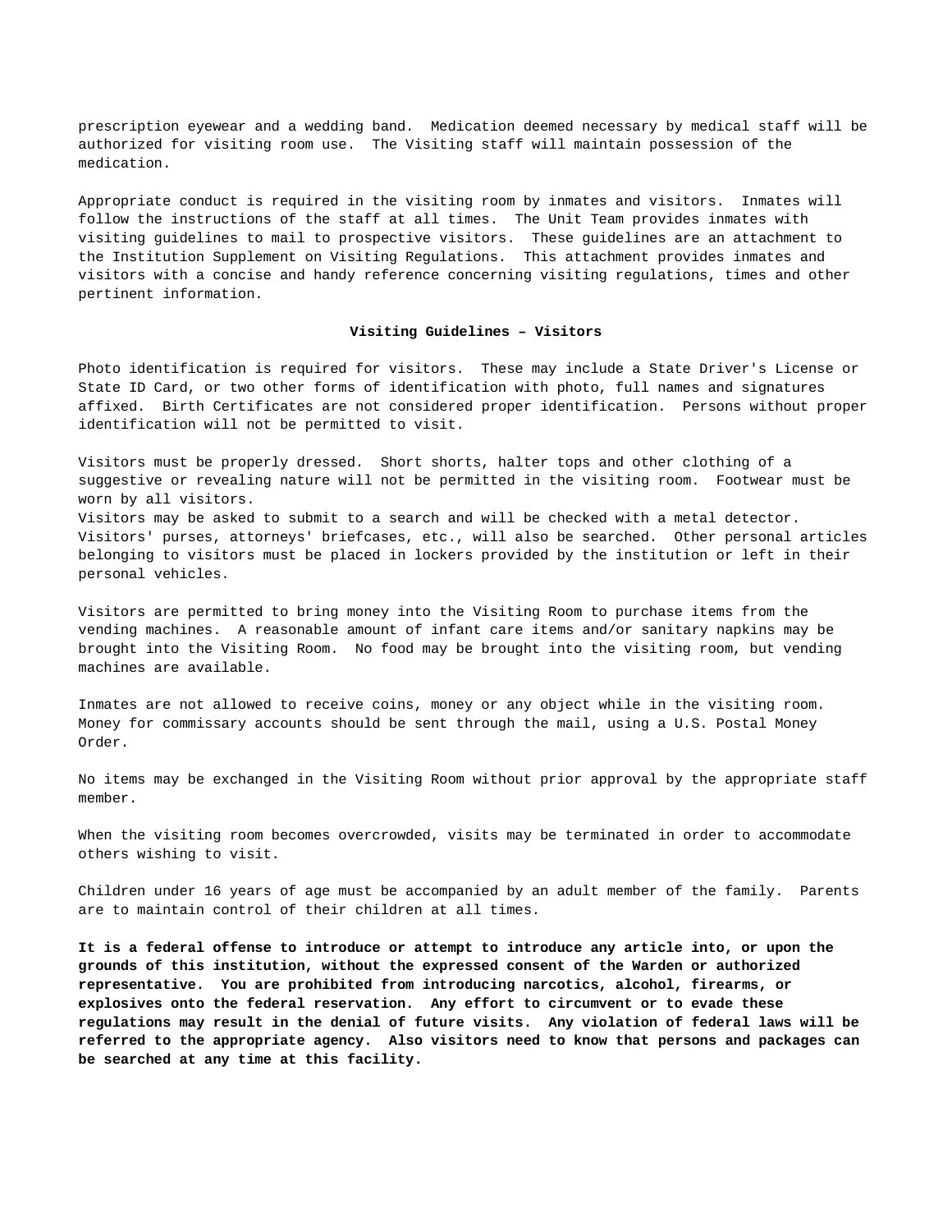prescription eyewear and a wedding band. Medication deemed necessary by medical staff will be authorized for visiting room use. The Visiting staff will maintain possession of the medication.

Appropriate conduct is required in the visiting room by inmates and visitors. Inmates will follow the instructions of the staff at all times. The Unit Team provides inmates with visiting guidelines to mail to prospective visitors. These guidelines are an attachment to the Institution Supplement on Visiting Regulations. This attachment provides inmates and visitors with a concise and handy reference concerning visiting regulations, times and other pertinent information.

**Visiting Guidelines – Visitors**

Photo identification is required for visitors. These may include a State Driver's License or State ID Card, or two other forms of identification with photo, full names and signatures affixed. Birth Certificates are not considered proper identification. Persons without proper identification will not be permitted to visit.

Visitors must be properly dressed. Short shorts, halter tops and other clothing of a suggestive or revealing nature will not be permitted in the visiting room. Footwear must be worn by all visitors.
Visitors may be asked to submit to a search and will be checked with a metal detector. Visitors' purses, attorneys' briefcases, etc., will also be searched. Other personal articles belonging to visitors must be placed in lockers provided by the institution or left in their personal vehicles.

Visitors are permitted to bring money into the Visiting Room to purchase items from the vending machines. A reasonable amount of infant care items and/or sanitary napkins may be brought into the Visiting Room. No food may be brought into the visiting room, but vending machines are available.

Inmates are not allowed to receive coins, money or any object while in the visiting room. Money for commissary accounts should be sent through the mail, using a U.S. Postal Money Order.

No items may be exchanged in the Visiting Room without prior approval by the appropriate staff member.

When the visiting room becomes overcrowded, visits may be terminated in order to accommodate others wishing to visit.

Children under 16 years of age must be accompanied by an adult member of the family. Parents are to maintain control of their children at all times.

**It is a federal offense to introduce or attempt to introduce any article into, or upon the grounds of this institution, without the expressed consent of the Warden or authorized representative. You are prohibited from introducing narcotics, alcohol, firearms, or explosives onto the federal reservation. Any effort to circumvent or to evade these regulations may result in the denial of future visits. Any violation of federal laws will be referred to the appropriate agency. Also visitors need to know that persons and packages can be searched at any time at this facility.**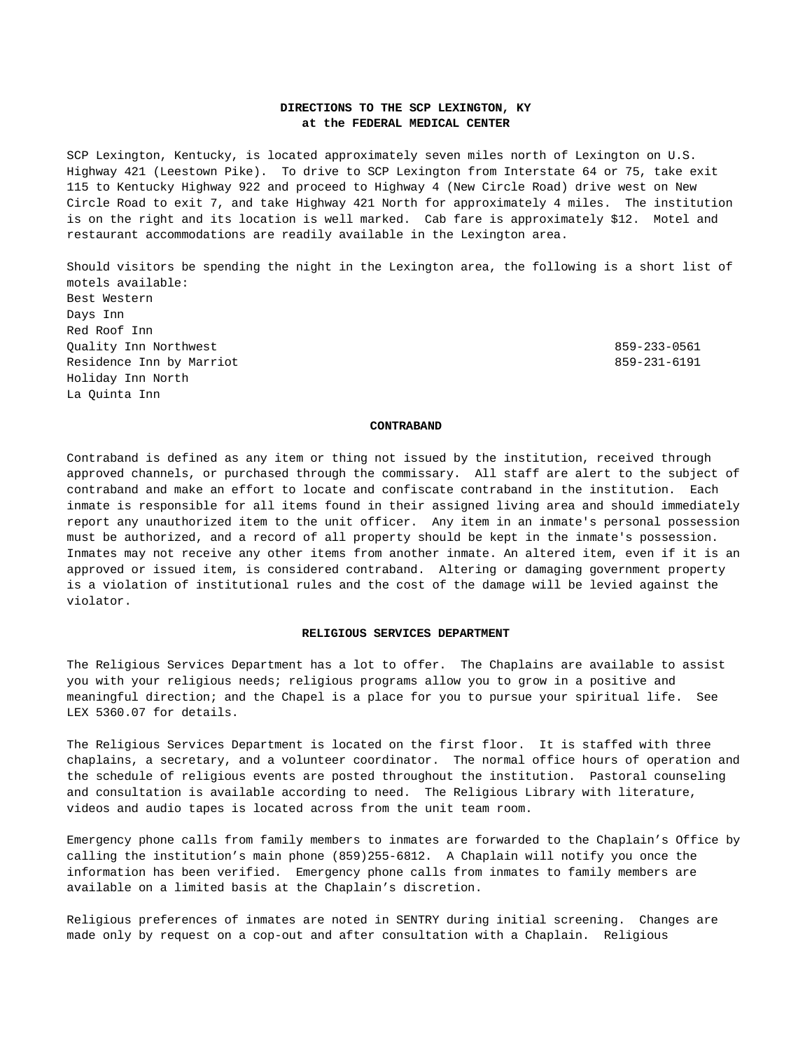**DIRECTIONS TO THE SCP LEXINGTON, KY**
**at the FEDERAL MEDICAL CENTER**

SCP Lexington, Kentucky, is located approximately seven miles north of Lexington on U.S. Highway 421 (Leestown Pike). To drive to SCP Lexington from Interstate 64 or 75, take exit 115 to Kentucky Highway 922 and proceed to Highway 4 (New Circle Road) drive west on New Circle Road to exit 7, and take Highway 421 North for approximately 4 miles. The institution is on the right and its location is well marked. Cab fare is approximately $12. Motel and restaurant accommodations are readily available in the Lexington area.

Should visitors be spending the night in the Lexington area, the following is a short list of motels available:

Best Western
Days Inn
Red Roof Inn
Quality Inn Northwest 859-233-0561
Residence Inn by Marriot 859-231-6191
Holiday Inn North
La Quinta Inn

**CONTRABAND**

Contraband is defined as any item or thing not issued by the institution, received through approved channels, or purchased through the commissary. All staff are alert to the subject of contraband and make an effort to locate and confiscate contraband in the institution. Each inmate is responsible for all items found in their assigned living area and should immediately report any unauthorized item to the unit officer. Any item in an inmate's personal possession must be authorized, and a record of all property should be kept in the inmate's possession. Inmates may not receive any other items from another inmate. An altered item, even if it is an approved or issued item, is considered contraband. Altering or damaging government property is a violation of institutional rules and the cost of the damage will be levied against the violator.

**RELIGIOUS SERVICES DEPARTMENT**

The Religious Services Department has a lot to offer. The Chaplains are available to assist you with your religious needs; religious programs allow you to grow in a positive and meaningful direction; and the Chapel is a place for you to pursue your spiritual life. See LEX 5360.07 for details.

The Religious Services Department is located on the first floor. It is staffed with three chaplains, a secretary, and a volunteer coordinator. The normal office hours of operation and the schedule of religious events are posted throughout the institution. Pastoral counseling and consultation is available according to need. The Religious Library with literature, videos and audio tapes is located across from the unit team room.

Emergency phone calls from family members to inmates are forwarded to the Chaplain’s Office by calling the institution’s main phone (859)255-6812. A Chaplain will notify you once the information has been verified. Emergency phone calls from inmates to family members are available on a limited basis at the Chaplain’s discretion.

Religious preferences of inmates are noted in SENTRY during initial screening. Changes are made only by request on a cop-out and after consultation with a Chaplain. Religious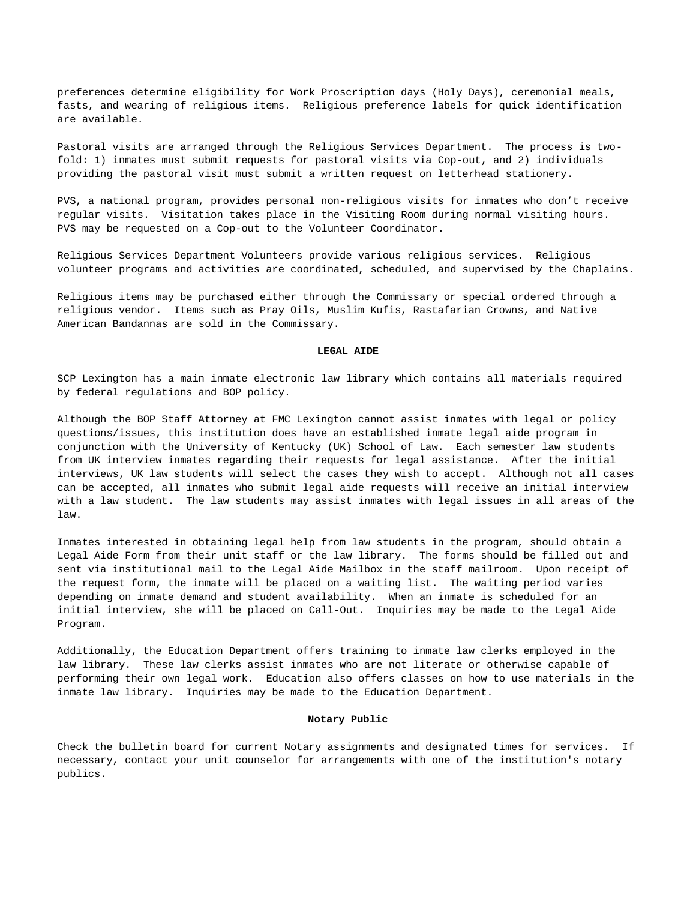preferences determine eligibility for Work Proscription days (Holy Days), ceremonial meals, fasts, and wearing of religious items. Religious preference labels for quick identification are available.

Pastoral visits are arranged through the Religious Services Department. The process is two-fold: 1) inmates must submit requests for pastoral visits via Cop-out, and 2) individuals providing the pastoral visit must submit a written request on letterhead stationery.

PVS, a national program, provides personal non-religious visits for inmates who don't receive regular visits. Visitation takes place in the Visiting Room during normal visiting hours. PVS may be requested on a Cop-out to the Volunteer Coordinator.

Religious Services Department Volunteers provide various religious services. Religious volunteer programs and activities are coordinated, scheduled, and supervised by the Chaplains.

Religious items may be purchased either through the Commissary or special ordered through a religious vendor. Items such as Pray Oils, Muslim Kufis, Rastafarian Crowns, and Native American Bandannas are sold in the Commissary.

## LEGAL AIDE

SCP Lexington has a main inmate electronic law library which contains all materials required by federal regulations and BOP policy.

Although the BOP Staff Attorney at FMC Lexington cannot assist inmates with legal or policy questions/issues, this institution does have an established inmate legal aide program in conjunction with the University of Kentucky (UK) School of Law. Each semester law students from UK interview inmates regarding their requests for legal assistance. After the initial interviews, UK law students will select the cases they wish to accept. Although not all cases can be accepted, all inmates who submit legal aide requests will receive an initial interview with a law student. The law students may assist inmates with legal issues in all areas of the law.

Inmates interested in obtaining legal help from law students in the program, should obtain a Legal Aide Form from their unit staff or the law library. The forms should be filled out and sent via institutional mail to the Legal Aide Mailbox in the staff mailroom. Upon receipt of the request form, the inmate will be placed on a waiting list. The waiting period varies depending on inmate demand and student availability. When an inmate is scheduled for an initial interview, she will be placed on Call-Out. Inquiries may be made to the Legal Aide Program.

Additionally, the Education Department offers training to inmate law clerks employed in the law library. These law clerks assist inmates who are not literate or otherwise capable of performing their own legal work. Education also offers classes on how to use materials in the inmate law library. Inquiries may be made to the Education Department.

### Notary Public

Check the bulletin board for current Notary assignments and designated times for services. If necessary, contact your unit counselor for arrangements with one of the institution's notary publics.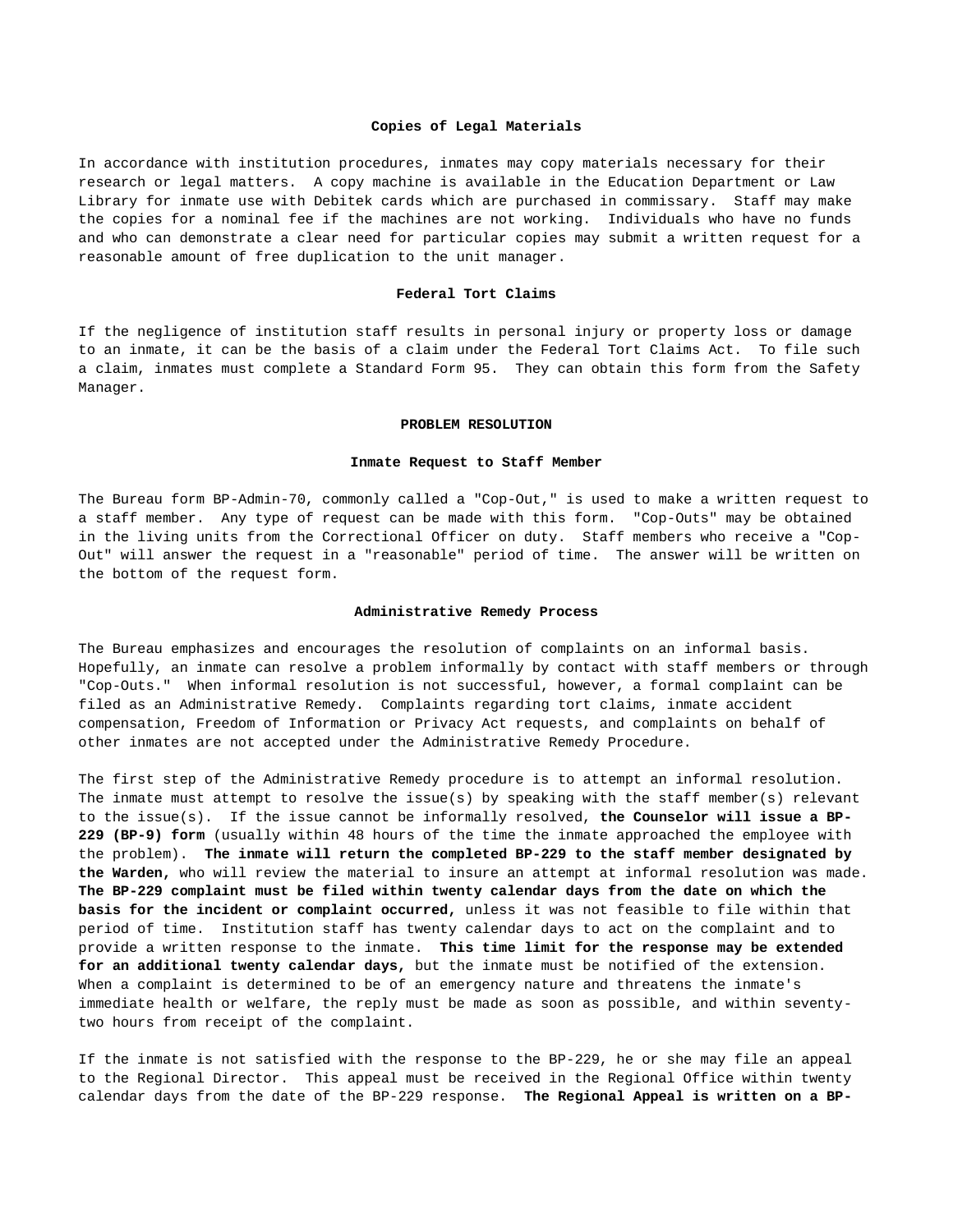### Copies of Legal Materials

In accordance with institution procedures, inmates may copy materials necessary for their research or legal matters. A copy machine is available in the Education Department or Law Library for inmate use with Debitek cards which are purchased in commissary. Staff may make the copies for a nominal fee if the machines are not working. Individuals who have no funds and who can demonstrate a clear need for particular copies may submit a written request for a reasonable amount of free duplication to the unit manager.

### Federal Tort Claims

If the negligence of institution staff results in personal injury or property loss or damage to an inmate, it can be the basis of a claim under the Federal Tort Claims Act. To file such a claim, inmates must complete a Standard Form 95. They can obtain this form from the Safety Manager.

## PROBLEM RESOLUTION

### Inmate Request to Staff Member

The Bureau form BP-Admin-70, commonly called a "Cop-Out," is used to make a written request to a staff member. Any type of request can be made with this form. "Cop-Outs" may be obtained in the living units from the Correctional Officer on duty. Staff members who receive a "Cop-Out" will answer the request in a "reasonable" period of time. The answer will be written on the bottom of the request form.

### Administrative Remedy Process

The Bureau emphasizes and encourages the resolution of complaints on an informal basis. Hopefully, an inmate can resolve a problem informally by contact with staff members or through "Cop-Outs." When informal resolution is not successful, however, a formal complaint can be filed as an Administrative Remedy. Complaints regarding tort claims, inmate accident compensation, Freedom of Information or Privacy Act requests, and complaints on behalf of other inmates are not accepted under the Administrative Remedy Procedure.

The first step of the Administrative Remedy procedure is to attempt an informal resolution. The inmate must attempt to resolve the issue(s) by speaking with the staff member(s) relevant to the issue(s). If the issue cannot be informally resolved, **the Counselor will issue a BP-229 (BP-9) form** (usually within 48 hours of the time the inmate approached the employee with the problem). **The inmate will return the completed BP-229 to the staff member designated by the Warden,** who will review the material to insure an attempt at informal resolution was made. **The BP-229 complaint must be filed within twenty calendar days from the date on which the basis for the incident or complaint occurred,** unless it was not feasible to file within that period of time. Institution staff has twenty calendar days to act on the complaint and to provide a written response to the inmate. **This time limit for the response may be extended for an additional twenty calendar days,** but the inmate must be notified of the extension. When a complaint is determined to be of an emergency nature and threatens the inmate's immediate health or welfare, the reply must be made as soon as possible, and within seventy-two hours from receipt of the complaint.

If the inmate is not satisfied with the response to the BP-229, he or she may file an appeal to the Regional Director. This appeal must be received in the Regional Office within twenty calendar days from the date of the BP-229 response. **The Regional Appeal is written on a BP-**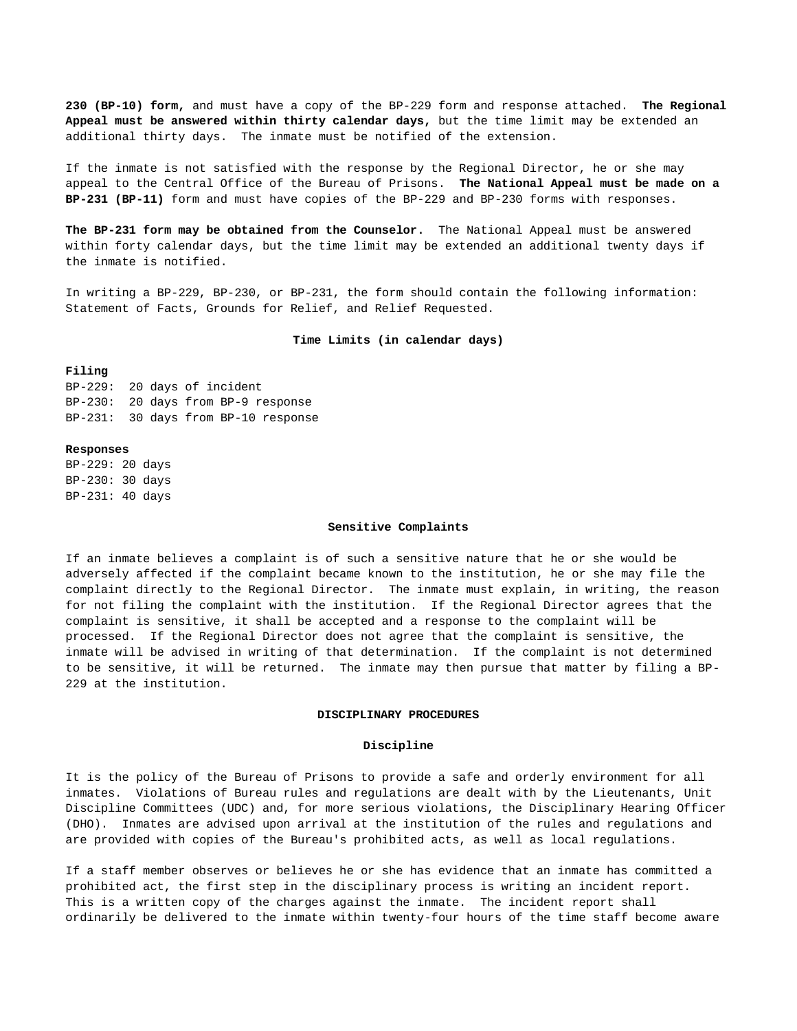**230 (BP-10) form,** and must have a copy of the BP-229 form and response attached. **The Regional Appeal must be answered within thirty calendar days,** but the time limit may be extended an additional thirty days. The inmate must be notified of the extension.

If the inmate is not satisfied with the response by the Regional Director, he or she may appeal to the Central Office of the Bureau of Prisons. **The National Appeal must be made on a BP-231 (BP-11)** form and must have copies of the BP-229 and BP-230 forms with responses.

**The BP-231 form may be obtained from the Counselor.** The National Appeal must be answered within forty calendar days, but the time limit may be extended an additional twenty days if the inmate is notified.

In writing a BP-229, BP-230, or BP-231, the form should contain the following information: Statement of Facts, Grounds for Relief, and Relief Requested.

### Time Limits (in calendar days)

**Filing**

BP-229: 20 days of incident
BP-230: 20 days from BP-9 response
BP-231: 30 days from BP-10 response

**Responses**

BP-229: 20 days
BP-230: 30 days
BP-231: 40 days

### Sensitive Complaints

If an inmate believes a complaint is of such a sensitive nature that he or she would be adversely affected if the complaint became known to the institution, he or she may file the complaint directly to the Regional Director. The inmate must explain, in writing, the reason for not filing the complaint with the institution. If the Regional Director agrees that the complaint is sensitive, it shall be accepted and a response to the complaint will be processed. If the Regional Director does not agree that the complaint is sensitive, the inmate will be advised in writing of that determination. If the complaint is not determined to be sensitive, it will be returned. The inmate may then pursue that matter by filing a BP-229 at the institution.

## DISCIPLINARY PROCEDURES

### Discipline

It is the policy of the Bureau of Prisons to provide a safe and orderly environment for all inmates. Violations of Bureau rules and regulations are dealt with by the Lieutenants, Unit Discipline Committees (UDC) and, for more serious violations, the Disciplinary Hearing Officer (DHO). Inmates are advised upon arrival at the institution of the rules and regulations and are provided with copies of the Bureau's prohibited acts, as well as local regulations.

If a staff member observes or believes he or she has evidence that an inmate has committed a prohibited act, the first step in the disciplinary process is writing an incident report. This is a written copy of the charges against the inmate. The incident report shall ordinarily be delivered to the inmate within twenty-four hours of the time staff become aware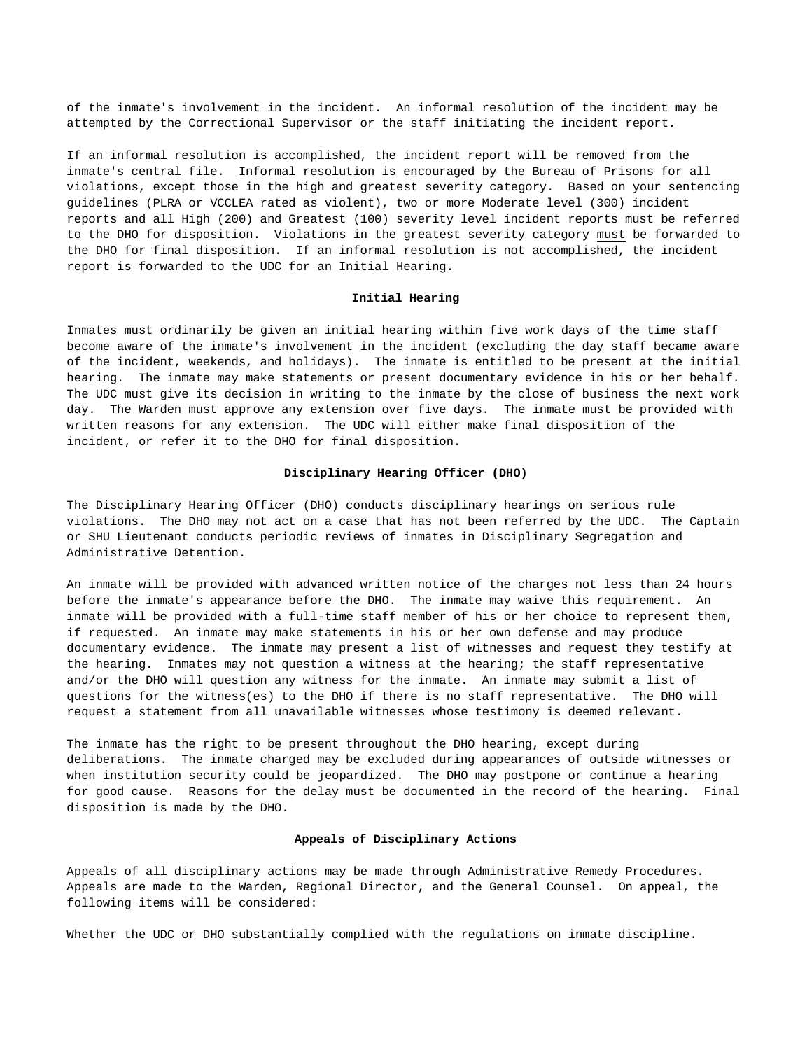of the inmate's involvement in the incident. An informal resolution of the incident may be attempted by the Correctional Supervisor or the staff initiating the incident report.

If an informal resolution is accomplished, the incident report will be removed from the inmate's central file. Informal resolution is encouraged by the Bureau of Prisons for all violations, except those in the high and greatest severity category. Based on your sentencing guidelines (PLRA or VCCLEA rated as violent), two or more Moderate level (300) incident reports and all High (200) and Greatest (100) severity level incident reports must be referred to the DHO for disposition. Violations in the greatest severity category must be forwarded to the DHO for final disposition. If an informal resolution is not accomplished, the incident report is forwarded to the UDC for an Initial Hearing.

### Initial Hearing

Inmates must ordinarily be given an initial hearing within five work days of the time staff become aware of the inmate's involvement in the incident (excluding the day staff became aware of the incident, weekends, and holidays). The inmate is entitled to be present at the initial hearing. The inmate may make statements or present documentary evidence in his or her behalf. The UDC must give its decision in writing to the inmate by the close of business the next work day. The Warden must approve any extension over five days. The inmate must be provided with written reasons for any extension. The UDC will either make final disposition of the incident, or refer it to the DHO for final disposition.

### Disciplinary Hearing Officer (DHO)

The Disciplinary Hearing Officer (DHO) conducts disciplinary hearings on serious rule violations. The DHO may not act on a case that has not been referred by the UDC. The Captain or SHU Lieutenant conducts periodic reviews of inmates in Disciplinary Segregation and Administrative Detention.

An inmate will be provided with advanced written notice of the charges not less than 24 hours before the inmate's appearance before the DHO. The inmate may waive this requirement. An inmate will be provided with a full-time staff member of his or her choice to represent them, if requested. An inmate may make statements in his or her own defense and may produce documentary evidence. The inmate may present a list of witnesses and request they testify at the hearing. Inmates may not question a witness at the hearing; the staff representative and/or the DHO will question any witness for the inmate. An inmate may submit a list of questions for the witness(es) to the DHO if there is no staff representative. The DHO will request a statement from all unavailable witnesses whose testimony is deemed relevant.

The inmate has the right to be present throughout the DHO hearing, except during deliberations. The inmate charged may be excluded during appearances of outside witnesses or when institution security could be jeopardized. The DHO may postpone or continue a hearing for good cause. Reasons for the delay must be documented in the record of the hearing. Final disposition is made by the DHO.

### Appeals of Disciplinary Actions

Appeals of all disciplinary actions may be made through Administrative Remedy Procedures. Appeals are made to the Warden, Regional Director, and the General Counsel. On appeal, the following items will be considered:

Whether the UDC or DHO substantially complied with the regulations on inmate discipline.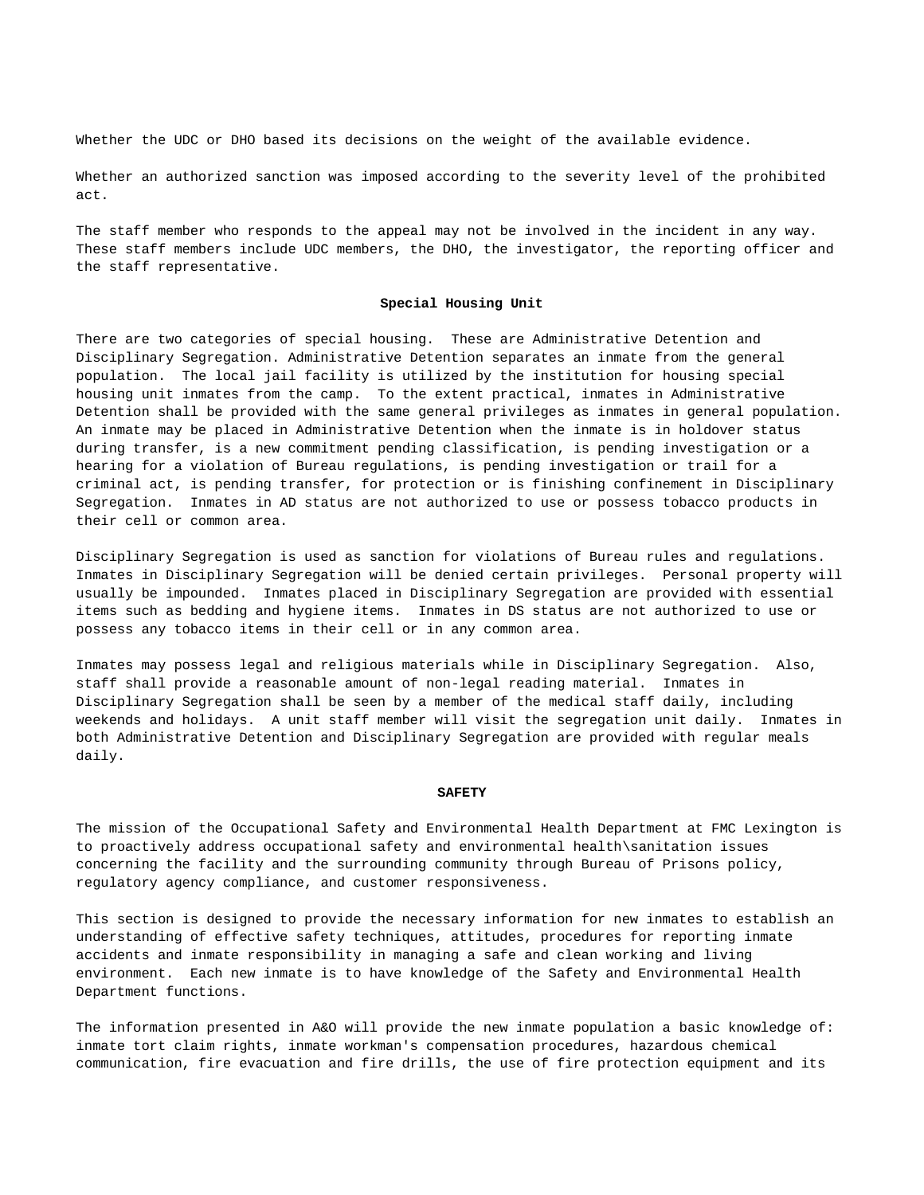Whether the UDC or DHO based its decisions on the weight of the available evidence.

Whether an authorized sanction was imposed according to the severity level of the prohibited act.

The staff member who responds to the appeal may not be involved in the incident in any way. These staff members include UDC members, the DHO, the investigator, the reporting officer and the staff representative.

## Special Housing Unit

There are two categories of special housing. These are Administrative Detention and Disciplinary Segregation. Administrative Detention separates an inmate from the general population. The local jail facility is utilized by the institution for housing special housing unit inmates from the camp. To the extent practical, inmates in Administrative Detention shall be provided with the same general privileges as inmates in general population. An inmate may be placed in Administrative Detention when the inmate is in holdover status during transfer, is a new commitment pending classification, is pending investigation or a hearing for a violation of Bureau regulations, is pending investigation or trail for a criminal act, is pending transfer, for protection or is finishing confinement in Disciplinary Segregation. Inmates in AD status are not authorized to use or possess tobacco products in their cell or common area.

Disciplinary Segregation is used as sanction for violations of Bureau rules and regulations. Inmates in Disciplinary Segregation will be denied certain privileges. Personal property will usually be impounded. Inmates placed in Disciplinary Segregation are provided with essential items such as bedding and hygiene items. Inmates in DS status are not authorized to use or possess any tobacco items in their cell or in any common area.

Inmates may possess legal and religious materials while in Disciplinary Segregation. Also, staff shall provide a reasonable amount of non-legal reading material. Inmates in Disciplinary Segregation shall be seen by a member of the medical staff daily, including weekends and holidays. A unit staff member will visit the segregation unit daily. Inmates in both Administrative Detention and Disciplinary Segregation are provided with regular meals daily.

## SAFETY

The mission of the Occupational Safety and Environmental Health Department at FMC Lexington is to proactively address occupational safety and environmental health\sanitation issues concerning the facility and the surrounding community through Bureau of Prisons policy, regulatory agency compliance, and customer responsiveness.

This section is designed to provide the necessary information for new inmates to establish an understanding of effective safety techniques, attitudes, procedures for reporting inmate accidents and inmate responsibility in managing a safe and clean working and living environment. Each new inmate is to have knowledge of the Safety and Environmental Health Department functions.

The information presented in A&O will provide the new inmate population a basic knowledge of: inmate tort claim rights, inmate workman's compensation procedures, hazardous chemical communication, fire evacuation and fire drills, the use of fire protection equipment and its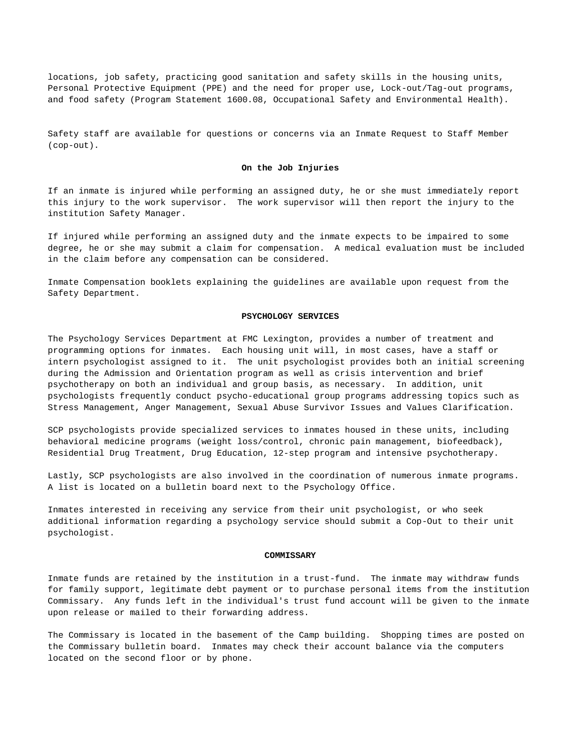locations, job safety, practicing good sanitation and safety skills in the housing units, Personal Protective Equipment (PPE) and the need for proper use, Lock-out/Tag-out programs, and food safety (Program Statement 1600.08, Occupational Safety and Environmental Health).

Safety staff are available for questions or concerns via an Inmate Request to Staff Member (cop-out).

**On the Job Injuries**

If an inmate is injured while performing an assigned duty, he or she must immediately report this injury to the work supervisor. The work supervisor will then report the injury to the institution Safety Manager.

If injured while performing an assigned duty and the inmate expects to be impaired to some degree, he or she may submit a claim for compensation. A medical evaluation must be included in the claim before any compensation can be considered.

Inmate Compensation booklets explaining the guidelines are available upon request from the Safety Department.

## PSYCHOLOGY SERVICES

The Psychology Services Department at FMC Lexington, provides a number of treatment and programming options for inmates. Each housing unit will, in most cases, have a staff or intern psychologist assigned to it. The unit psychologist provides both an initial screening during the Admission and Orientation program as well as crisis intervention and brief psychotherapy on both an individual and group basis, as necessary. In addition, unit psychologists frequently conduct psycho-educational group programs addressing topics such as Stress Management, Anger Management, Sexual Abuse Survivor Issues and Values Clarification.

SCP psychologists provide specialized services to inmates housed in these units, including behavioral medicine programs (weight loss/control, chronic pain management, biofeedback), Residential Drug Treatment, Drug Education, 12-step program and intensive psychotherapy.

Lastly, SCP psychologists are also involved in the coordination of numerous inmate programs. A list is located on a bulletin board next to the Psychology Office.

Inmates interested in receiving any service from their unit psychologist, or who seek additional information regarding a psychology service should submit a Cop-Out to their unit psychologist.

## COMMISSARY

Inmate funds are retained by the institution in a trust-fund. The inmate may withdraw funds for family support, legitimate debt payment or to purchase personal items from the institution Commissary. Any funds left in the individual's trust fund account will be given to the inmate upon release or mailed to their forwarding address.

The Commissary is located in the basement of the Camp building. Shopping times are posted on the Commissary bulletin board. Inmates may check their account balance via the computers located on the second floor or by phone.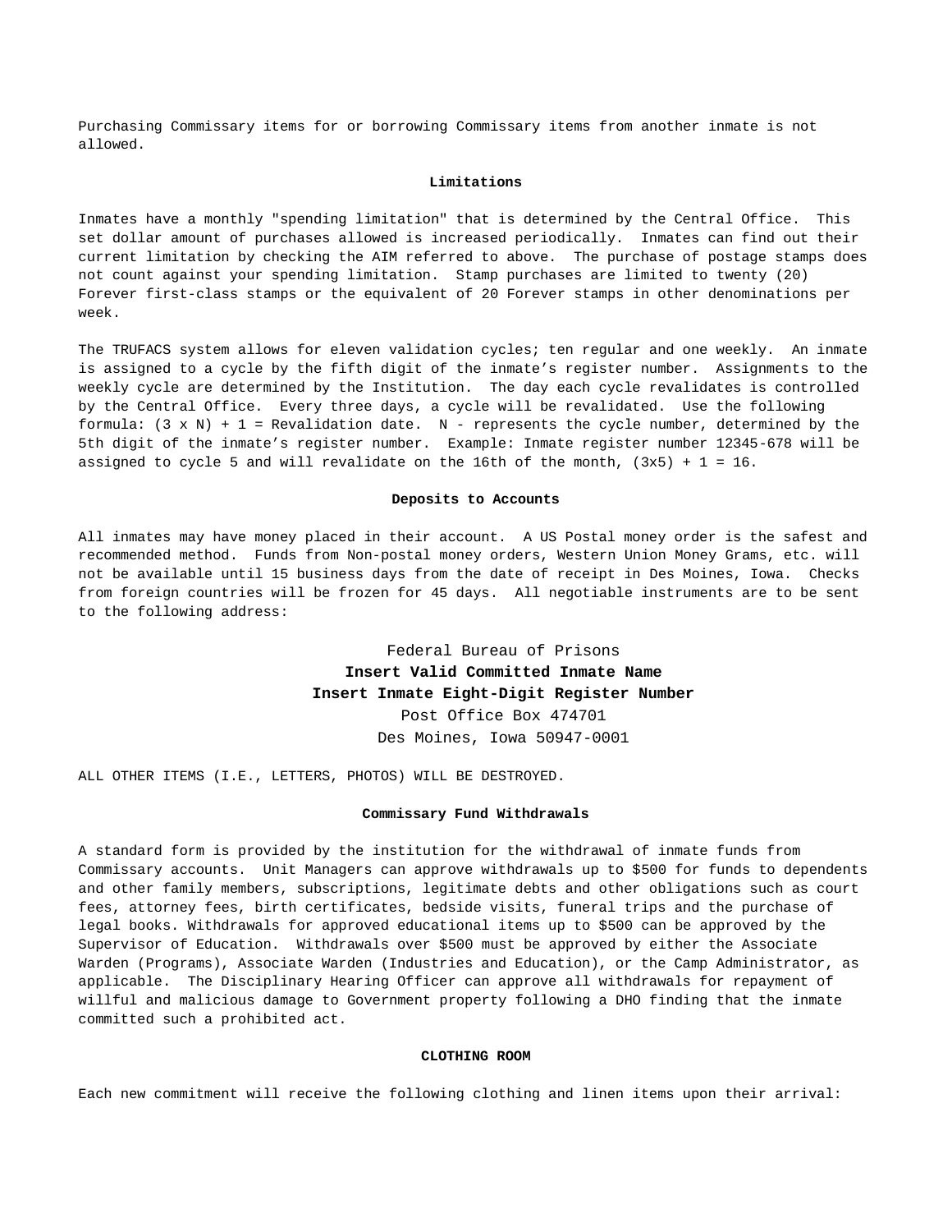Purchasing Commissary items for or borrowing Commissary items from another inmate is not allowed.

### Limitations

Inmates have a monthly "spending limitation" that is determined by the Central Office. This set dollar amount of purchases allowed is increased periodically. Inmates can find out their current limitation by checking the AIM referred to above. The purchase of postage stamps does not count against your spending limitation. Stamp purchases are limited to twenty (20) Forever first-class stamps or the equivalent of 20 Forever stamps in other denominations per week.

The TRUFACS system allows for eleven validation cycles; ten regular and one weekly. An inmate is assigned to a cycle by the fifth digit of the inmate's register number. Assignments to the weekly cycle are determined by the Institution. The day each cycle revalidates is controlled by the Central Office. Every three days, a cycle will be revalidated. Use the following formula: $(3 \times N) + 1 =$ Revalidation date. N - represents the cycle number, determined by the 5th digit of the inmate's register number. Example: Inmate register number 12345-678 will be assigned to cycle 5 and will revalidate on the 16th of the month, $(3 \times 5) + 1 = 16$.

### Deposits to Accounts

All inmates may have money placed in their account. A US Postal money order is the safest and recommended method. Funds from Non-postal money orders, Western Union Money Grams, etc. will not be available until 15 business days from the date of receipt in Des Moines, Iowa. Checks from foreign countries will be frozen for 45 days. All negotiable instruments are to be sent to the following address:

Federal Bureau of Prisons
**Insert Valid Committed Inmate Name**
**Insert Inmate Eight-Digit Register Number**
Post Office Box 474701
Des Moines, Iowa 50947-0001

ALL OTHER ITEMS (I.E., LETTERS, PHOTOS) WILL BE DESTROYED.

### Commissary Fund Withdrawals

A standard form is provided by the institution for the withdrawal of inmate funds from Commissary accounts. Unit Managers can approve withdrawals up to $500 for funds to dependents and other family members, subscriptions, legitimate debts and other obligations such as court fees, attorney fees, birth certificates, bedside visits, funeral trips and the purchase of legal books. Withdrawals for approved educational items up to $500 can be approved by the Supervisor of Education. Withdrawals over $500 must be approved by either the Associate Warden (Programs), Associate Warden (Industries and Education), or the Camp Administrator, as applicable. The Disciplinary Hearing Officer can approve all withdrawals for repayment of willful and malicious damage to Government property following a DHO finding that the inmate committed such a prohibited act.

## CLOTHING ROOM

Each new commitment will receive the following clothing and linen items upon their arrival: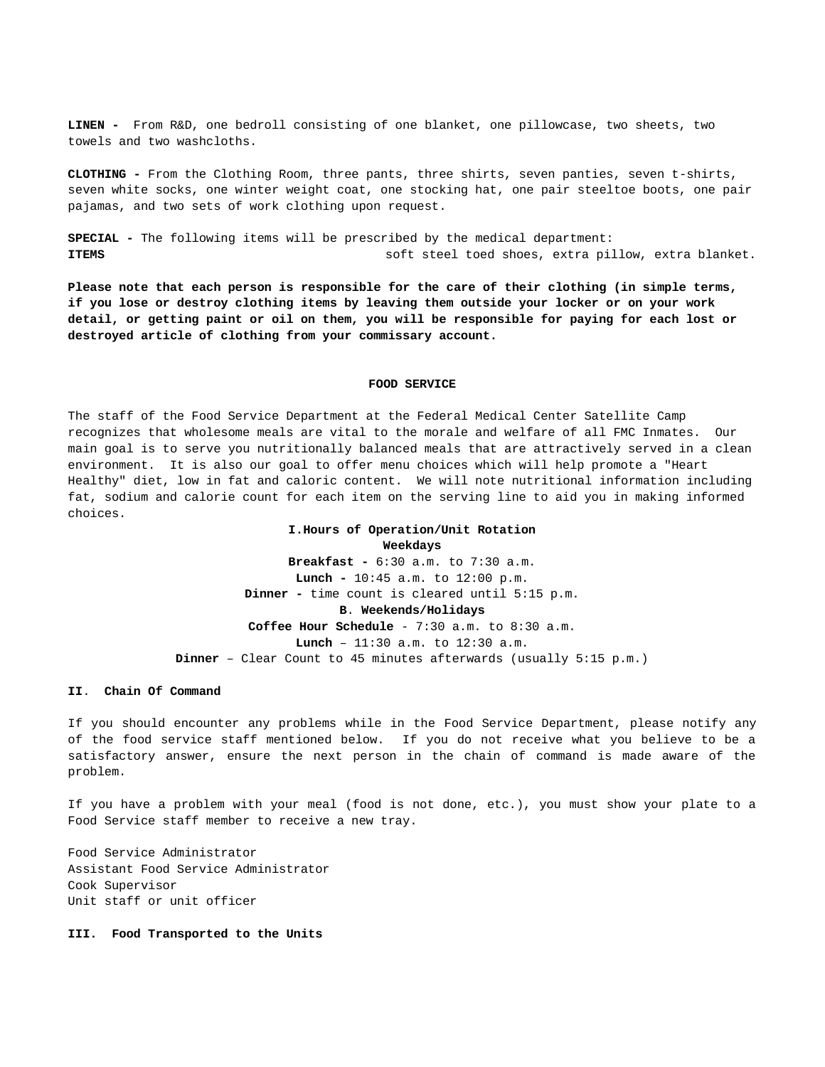**LINEN -** From R&D, one bedroll consisting of one blanket, one pillowcase, two sheets, two towels and two washcloths.

**CLOTHING -** From the Clothing Room, three pants, three shirts, seven panties, seven t-shirts, seven white socks, one winter weight coat, one stocking hat, one pair steeltoe boots, one pair pajamas, and two sets of work clothing upon request.

**SPECIAL -** The following items will be prescribed by the medical department:
**ITEMS** soft steel toed shoes, extra pillow, extra blanket.

**Please note that each person is responsible for the care of their clothing (in simple terms, if you lose or destroy clothing items by leaving them outside your locker or on your work detail, or getting paint or oil on them, you will be responsible for paying for each lost or destroyed article of clothing from your commissary account.**

## FOOD SERVICE

The staff of the Food Service Department at the Federal Medical Center Satellite Camp recognizes that wholesome meals are vital to the morale and welfare of all FMC Inmates. Our main goal is to serve you nutritionally balanced meals that are attractively served in a clean environment. It is also our goal to offer menu choices which will help promote a "Heart Healthy" diet, low in fat and caloric content. We will note nutritional information including fat, sodium and calorie count for each item on the serving line to aid you in making informed choices.

**I.Hours of Operation/Unit Rotation**

**Weekdays**

**Breakfast -** 6:30 a.m. to 7:30 a.m.
**Lunch -** 10:45 a.m. to 12:00 p.m.
**Dinner -** time count is cleared until 5:15 p.m.

**B. Weekends/Holidays**

**Coffee Hour Schedule** - 7:30 a.m. to 8:30 a.m.
**Lunch** – 11:30 a.m. to 12:30 a.m.
**Dinner** – Clear Count to 45 minutes afterwards (usually 5:15 p.m.)

**II. Chain Of Command**

If you should encounter any problems while in the Food Service Department, please notify any of the food service staff mentioned below. If you do not receive what you believe to be a satisfactory answer, ensure the next person in the chain of command is made aware of the problem.

If you have a problem with your meal (food is not done, etc.), you must show your plate to a Food Service staff member to receive a new tray.

Food Service Administrator
Assistant Food Service Administrator
Cook Supervisor
Unit staff or unit officer

**III. Food Transported to the Units**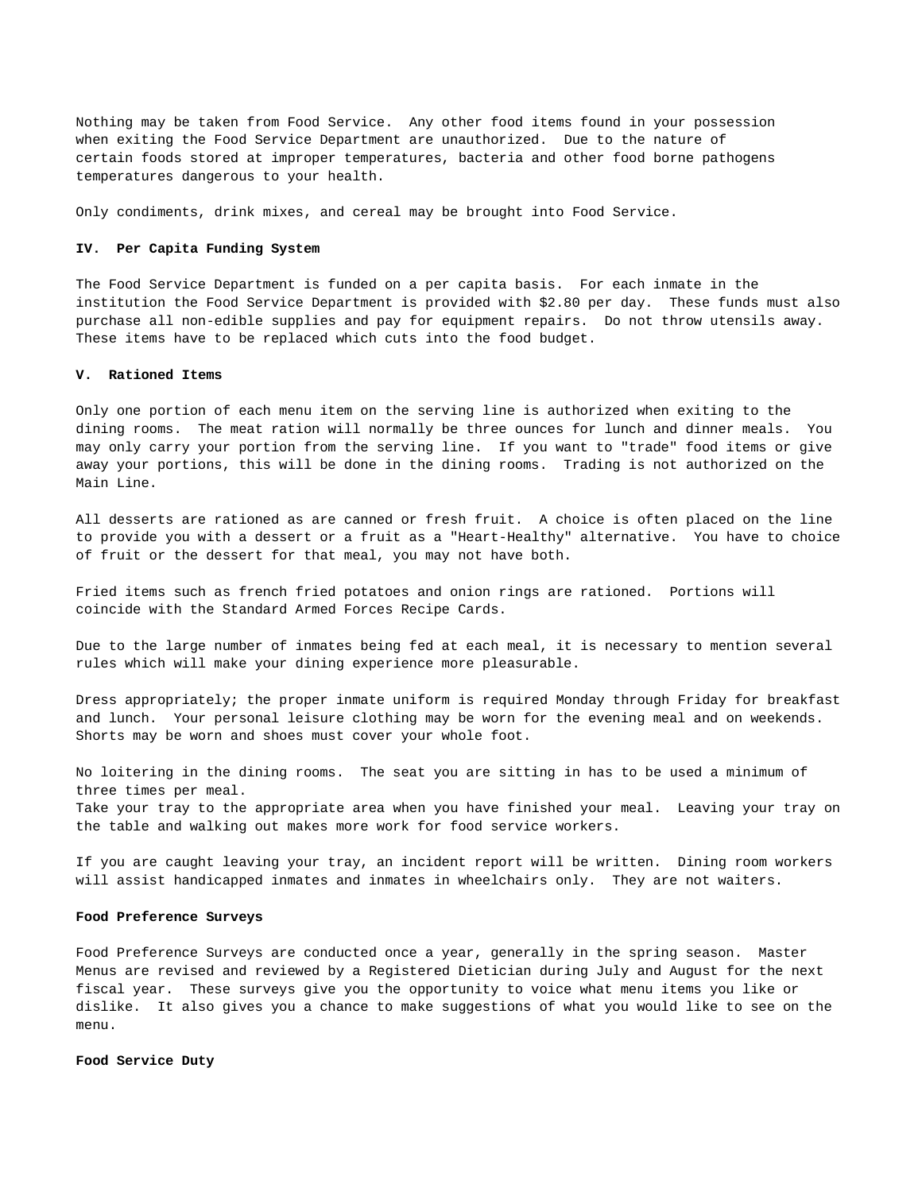Nothing may be taken from Food Service. Any other food items found in your possession when exiting the Food Service Department are unauthorized. Due to the nature of certain foods stored at improper temperatures, bacteria and other food borne pathogens temperatures dangerous to your health.

Only condiments, drink mixes, and cereal may be brought into Food Service.

**IV. Per Capita Funding System**

The Food Service Department is funded on a per capita basis. For each inmate in the institution the Food Service Department is provided with $2.80 per day. These funds must also purchase all non-edible supplies and pay for equipment repairs. Do not throw utensils away. These items have to be replaced which cuts into the food budget.

**V. Rationed Items**

Only one portion of each menu item on the serving line is authorized when exiting to the dining rooms. The meat ration will normally be three ounces for lunch and dinner meals. You may only carry your portion from the serving line. If you want to "trade" food items or give away your portions, this will be done in the dining rooms. Trading is not authorized on the Main Line.

All desserts are rationed as are canned or fresh fruit. A choice is often placed on the line to provide you with a dessert or a fruit as a "Heart-Healthy" alternative. You have to choice of fruit or the dessert for that meal, you may not have both.

Fried items such as french fried potatoes and onion rings are rationed. Portions will coincide with the Standard Armed Forces Recipe Cards.

Due to the large number of inmates being fed at each meal, it is necessary to mention several rules which will make your dining experience more pleasurable.

Dress appropriately; the proper inmate uniform is required Monday through Friday for breakfast and lunch. Your personal leisure clothing may be worn for the evening meal and on weekends. Shorts may be worn and shoes must cover your whole foot.

No loitering in the dining rooms. The seat you are sitting in has to be used a minimum of three times per meal.
Take your tray to the appropriate area when you have finished your meal. Leaving your tray on the table and walking out makes more work for food service workers.

If you are caught leaving your tray, an incident report will be written. Dining room workers will assist handicapped inmates and inmates in wheelchairs only. They are not waiters.

**Food Preference Surveys**

Food Preference Surveys are conducted once a year, generally in the spring season. Master Menus are revised and reviewed by a Registered Dietician during July and August for the next fiscal year. These surveys give you the opportunity to voice what menu items you like or dislike. It also gives you a chance to make suggestions of what you would like to see on the menu.

**Food Service Duty**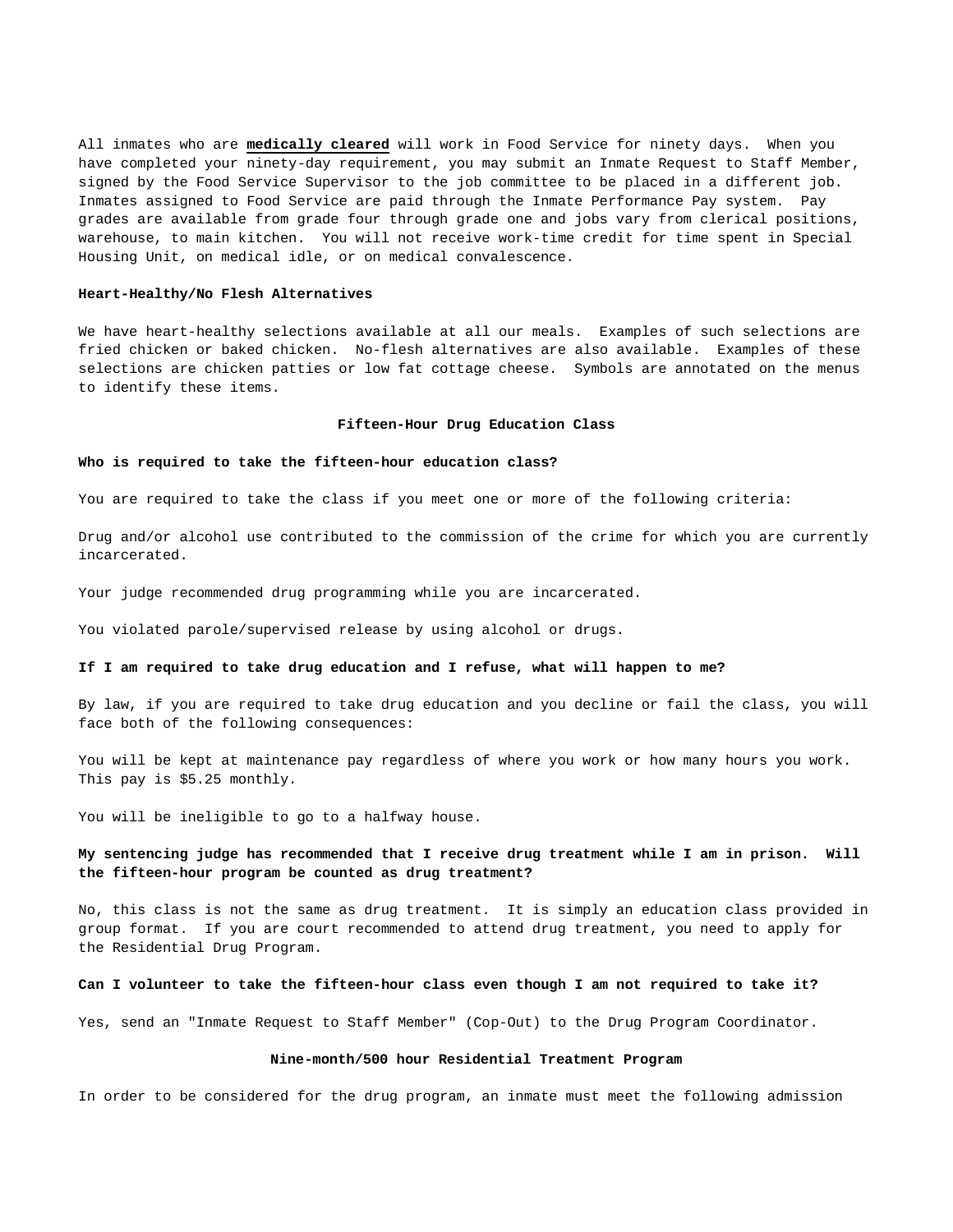All inmates who are **medically cleared** will work in Food Service for ninety days. When you have completed your ninety-day requirement, you may submit an Inmate Request to Staff Member, signed by the Food Service Supervisor to the job committee to be placed in a different job. Inmates assigned to Food Service are paid through the Inmate Performance Pay system. Pay grades are available from grade four through grade one and jobs vary from clerical positions, warehouse, to main kitchen. You will not receive work-time credit for time spent in Special Housing Unit, on medical idle, or on medical convalescence.

**Heart-Healthy/No Flesh Alternatives**

We have heart-healthy selections available at all our meals. Examples of such selections are fried chicken or baked chicken. No-flesh alternatives are also available. Examples of these selections are chicken patties or low fat cottage cheese. Symbols are annotated on the menus to identify these items.

## Fifteen-Hour Drug Education Class

**Who is required to take the fifteen-hour education class?**

You are required to take the class if you meet one or more of the following criteria:

Drug and/or alcohol use contributed to the commission of the crime for which you are currently incarcerated.

Your judge recommended drug programming while you are incarcerated.

You violated parole/supervised release by using alcohol or drugs.

**If I am required to take drug education and I refuse, what will happen to me?**

By law, if you are required to take drug education and you decline or fail the class, you will face both of the following consequences:

You will be kept at maintenance pay regardless of where you work or how many hours you work. This pay is $5.25 monthly.

You will be ineligible to go to a halfway house.

**My sentencing judge has recommended that I receive drug treatment while I am in prison. Will the fifteen-hour program be counted as drug treatment?**

No, this class is not the same as drug treatment. It is simply an education class provided in group format. If you are court recommended to attend drug treatment, you need to apply for the Residential Drug Program.

**Can I volunteer to take the fifteen-hour class even though I am not required to take it?**

Yes, send an "Inmate Request to Staff Member" (Cop-Out) to the Drug Program Coordinator.

## Nine-month/500 hour Residential Treatment Program

In order to be considered for the drug program, an inmate must meet the following admission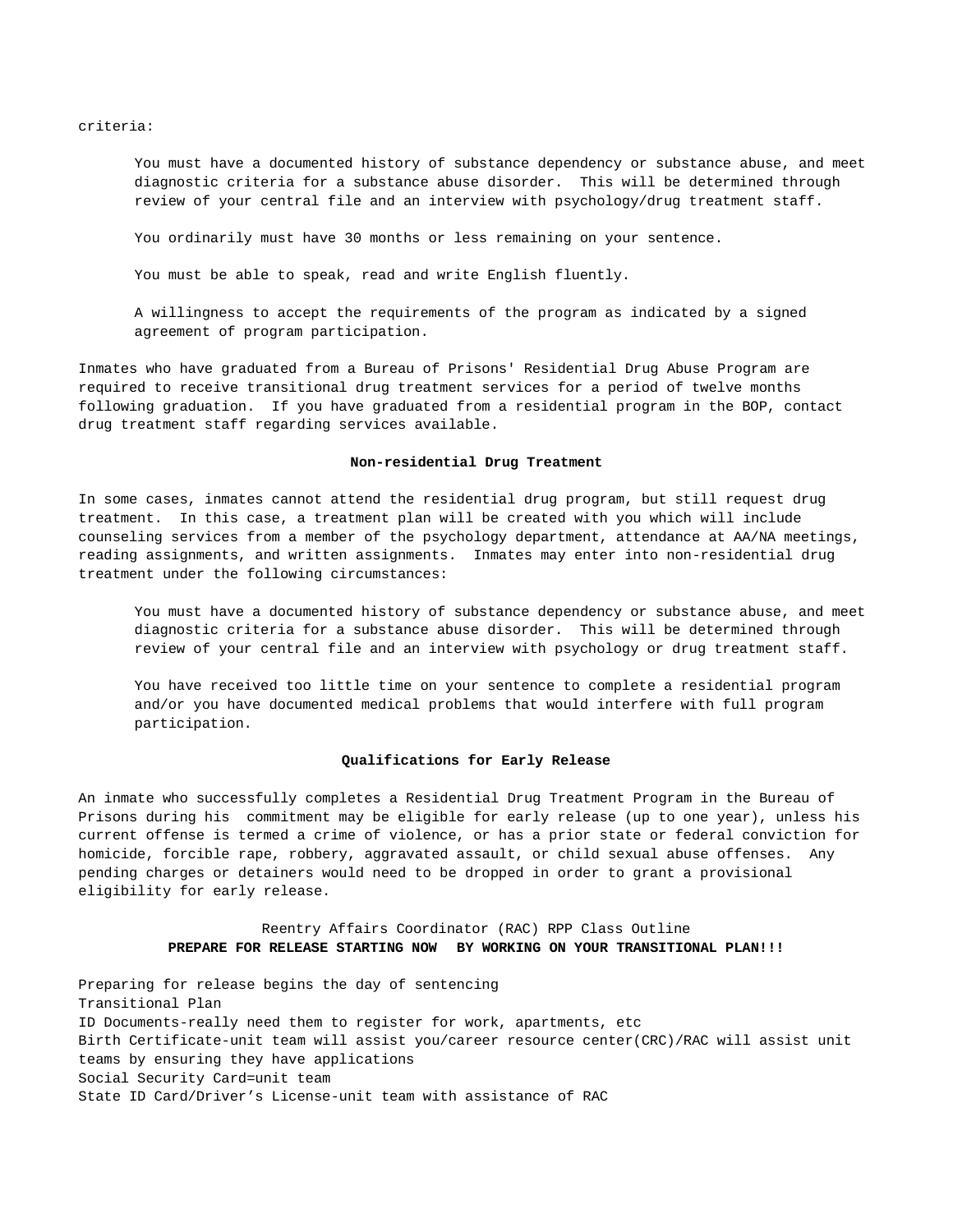criteria:

> You must have a documented history of substance dependency or substance abuse, and meet diagnostic criteria for a substance abuse disorder. This will be determined through review of your central file and an interview with psychology/drug treatment staff.
>
> You ordinarily must have 30 months or less remaining on your sentence.
>
> You must be able to speak, read and write English fluently.
>
> A willingness to accept the requirements of the program as indicated by a signed agreement of program participation.

Inmates who have graduated from a Bureau of Prisons' Residential Drug Abuse Program are required to receive transitional drug treatment services for a period of twelve months following graduation. If you have graduated from a residential program in the BOP, contact drug treatment staff regarding services available.

**Non-residential Drug Treatment**

In some cases, inmates cannot attend the residential drug program, but still request drug treatment. In this case, a treatment plan will be created with you which will include counseling services from a member of the psychology department, attendance at AA/NA meetings, reading assignments, and written assignments. Inmates may enter into non-residential drug treatment under the following circumstances:

> You must have a documented history of substance dependency or substance abuse, and meet diagnostic criteria for a substance abuse disorder. This will be determined through review of your central file and an interview with psychology or drug treatment staff.
>
> You have received too little time on your sentence to complete a residential program and/or you have documented medical problems that would interfere with full program participation.

**Qualifications for Early Release**

An inmate who successfully completes a Residential Drug Treatment Program in the Bureau of Prisons during his commitment may be eligible for early release (up to one year), unless his current offense is termed a crime of violence, or has a prior state or federal conviction for homicide, forcible rape, robbery, aggravated assault, or child sexual abuse offenses. Any pending charges or detainers would need to be dropped in order to grant a provisional eligibility for early release.

Reentry Affairs Coordinator (RAC) RPP Class Outline

**PREPARE FOR RELEASE STARTING NOW BY WORKING ON YOUR TRANSITIONAL PLAN!!!**

Preparing for release begins the day of sentencing
Transitional Plan
ID Documents-really need them to register for work, apartments, etc
Birth Certificate-unit team will assist you/career resource center(CRC)/RAC will assist unit teams by ensuring they have applications
Social Security Card=unit team
State ID Card/Driver's License-unit team with assistance of RAC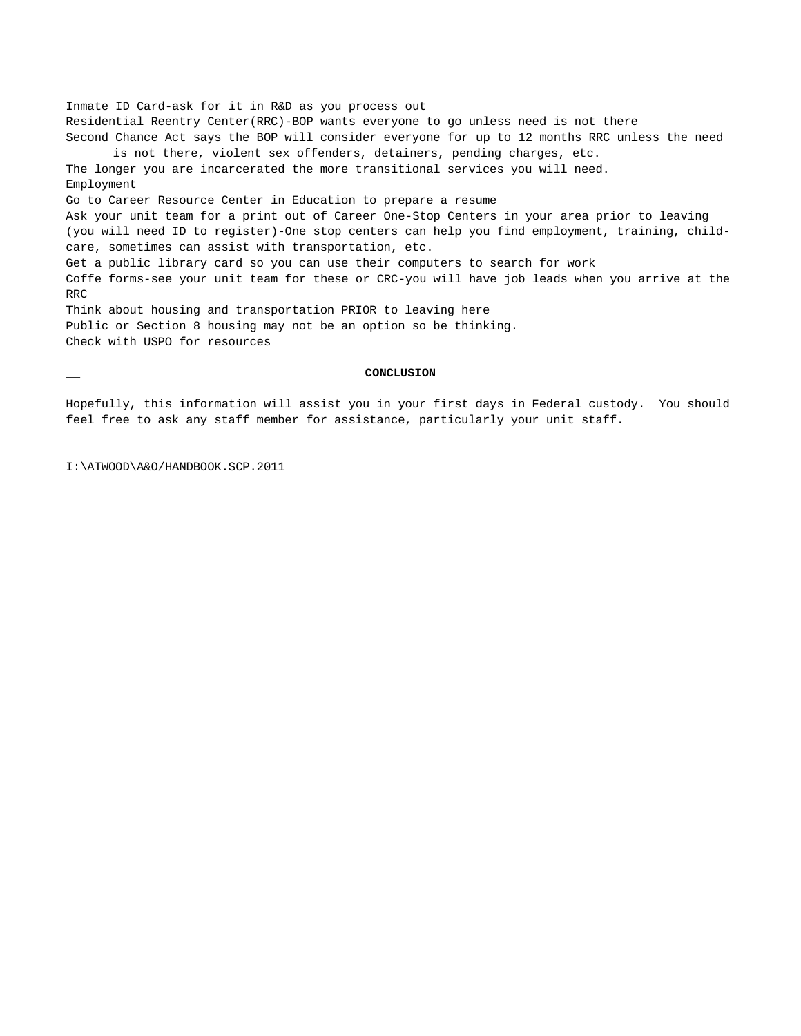Inmate ID Card-ask for it in R&D as you process out
Residential Reentry Center(RRC)-BOP wants everyone to go unless need is not there
Second Chance Act says the BOP will consider everyone for up to 12 months RRC unless the need is not there, violent sex offenders, detainers, pending charges, etc.
The longer you are incarcerated the more transitional services you will need.
Employment
Go to Career Resource Center in Education to prepare a resume
Ask your unit team for a print out of Career One-Stop Centers in your area prior to leaving (you will need ID to register)-One stop centers can help you find employment, training, child-care, sometimes can assist with transportation, etc.
Get a public library card so you can use their computers to search for work
Coffe forms-see your unit team for these or CRC-you will have job leads when you arrive at the RRC
Think about housing and transportation PRIOR to leaving here
Public or Section 8 housing may not be an option so be thinking.
Check with USPO for resources

## CONCLUSION

Hopefully, this information will assist you in your first days in Federal custody. You should feel free to ask any staff member for assistance, particularly your unit staff.

I:\ATWOOD\A&O/HANDBOOK.SCP.2011